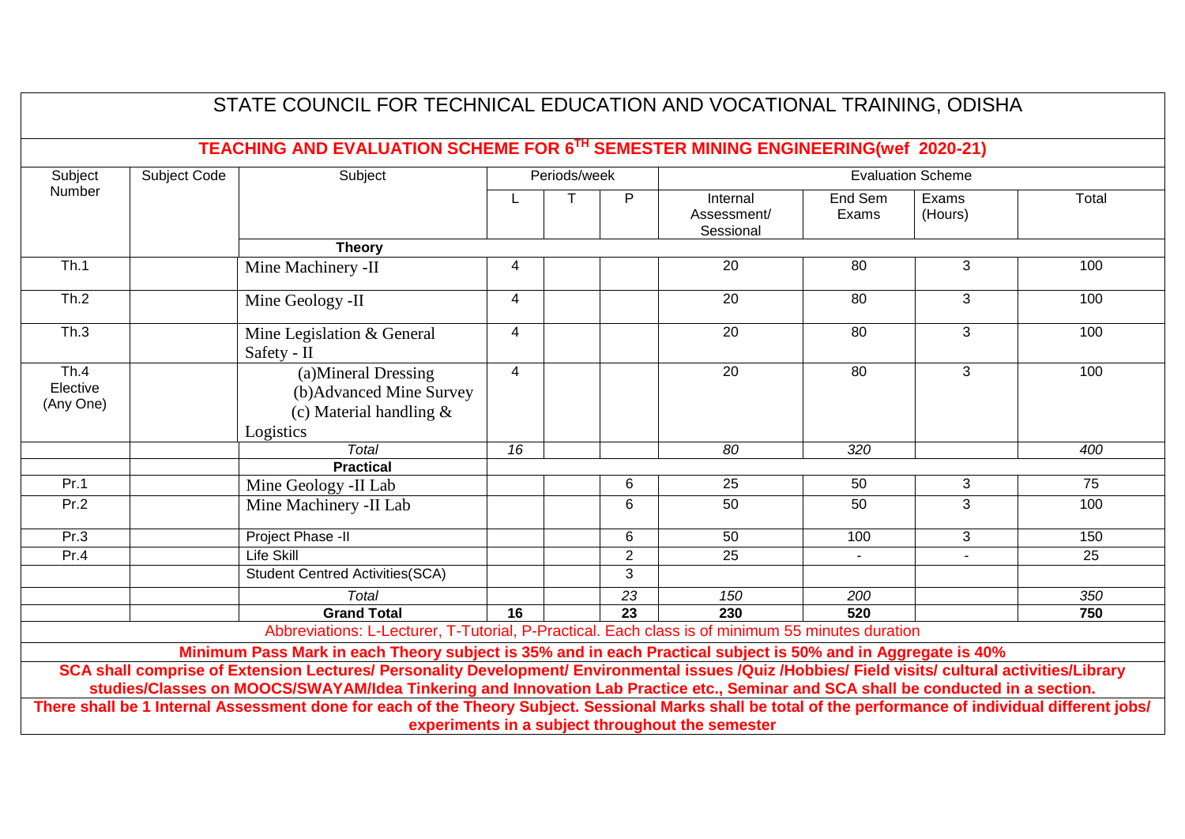# STATE COUNCIL FOR TECHNICAL EDUCATION AND VOCATIONAL TRAINING, ODISHA

## TEACHING AND EVALUATION SCHEME FOR 6TH SEMESTER MINING ENGINEERING(wef 2020-21)

| Subject Number | Subject Code | Subject | Periods/week | | | Evaluation Scheme | | | |
|---|---|---|---|---|---|---|---|---|---|
| | | | L | T | P | Internal Assessment/ Sessional | End Sem Exams | Exams (Hours) | Total |
| | | **Theory** | | | | | | | |
| Th.1 | | Mine Machinery -II | 4 | | | 20 | 80 | 3 | 100 |
| Th.2 | | Mine Geology -II | 4 | | | 20 | 80 | 3 | 100 |
| Th.3 | | Mine Legislation & General Safety - II | 4 | | | 20 | 80 | 3 | 100 |
| Th.4 Elective (Any One) | | (a)Mineral Dressing (b)Advanced Mine Survey (c) Material handling & Logistics | 4 | | | 20 | 80 | 3 | 100 |
| | | *Total* | *16* | | | *80* | *320* | | *400* |
| | | **Practical** | | | | | | | |
| Pr.1 | | Mine Geology -II Lab | | | 6 | 25 | 50 | 3 | 75 |
| Pr.2 | | Mine Machinery -II Lab | | | 6 | 50 | 50 | 3 | 100 |
| Pr.3 | | Project Phase -II | | | 6 | 50 | 100 | 3 | 150 |
| Pr.4 | | Life Skill | | | 2 | 25 | - | - | 25 |
| | | Student Centred Activities(SCA) | | | 3 | | | | |
| | | *Total* | | | *23* | *150* | *200* | | *350* |
| | | **Grand Total** | **16** | | **23** | **230** | **520** | | **750** |

Abbreviations: L-Lecturer, T-Tutorial, P-Practical. Each class is of minimum 55 minutes duration

**Minimum Pass Mark in each Theory subject is 35% and in each Practical subject is 50% and in Aggregate is 40%**

**SCA shall comprise of Extension Lectures/ Personality Development/ Environmental issues /Quiz /Hobbies/ Field visits/ cultural activities/Library studies/Classes on MOOCS/SWAYAM/Idea Tinkering and Innovation Lab Practice etc., Seminar and SCA shall be conducted in a section.**

**There shall be 1 Internal Assessment done for each of the Theory Subject. Sessional Marks shall be total of the performance of individual different jobs/ experiments in a subject throughout the semester**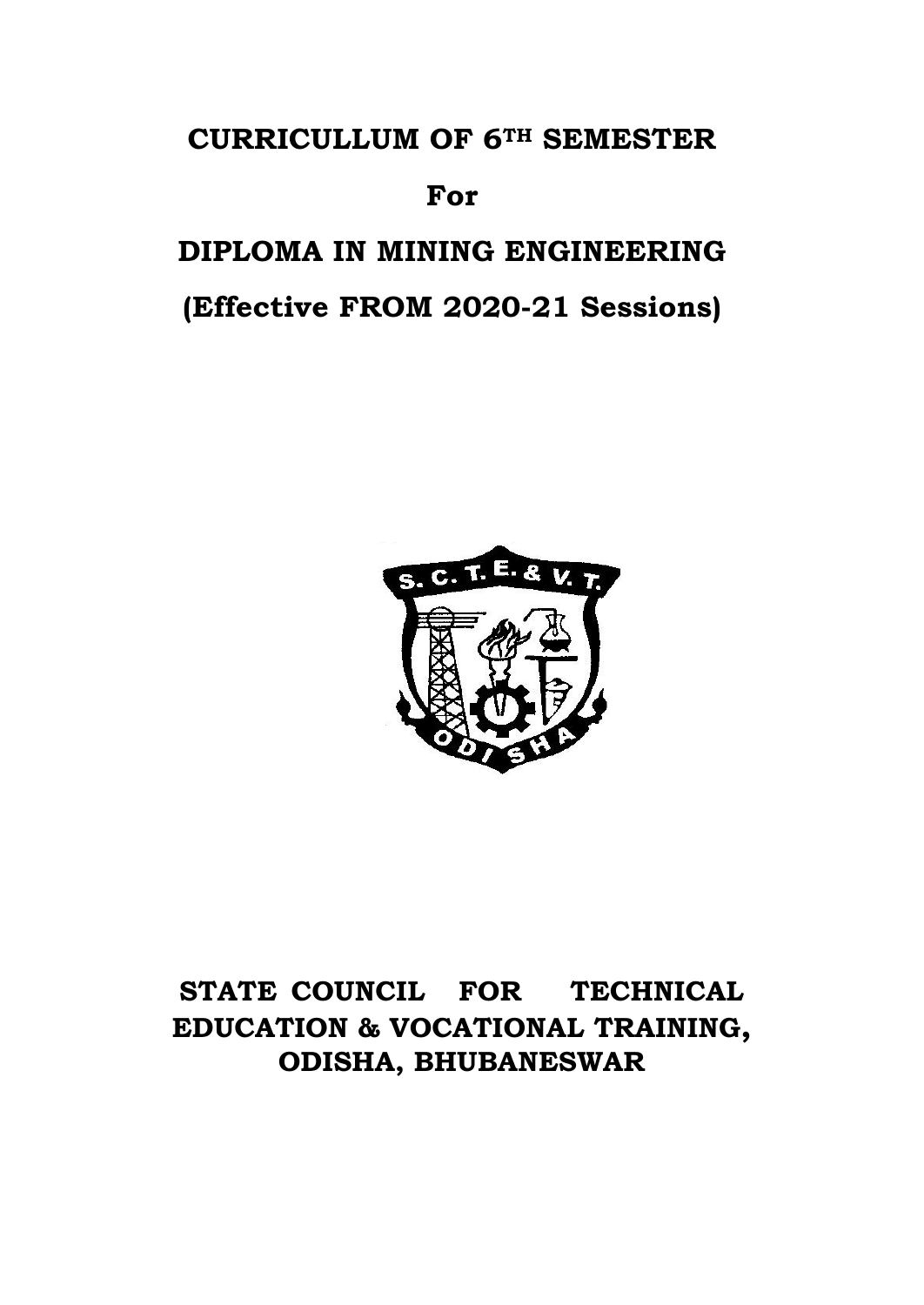# CURRICULLUM OF 6TH SEMESTER

# For

# DIPLOMA IN MINING ENGINEERING

# (Effective FROM 2020-21 Sessions)

# STATE COUNCIL FOR TECHNICAL EDUCATION & VOCATIONAL TRAINING, ODISHA, BHUBANESWAR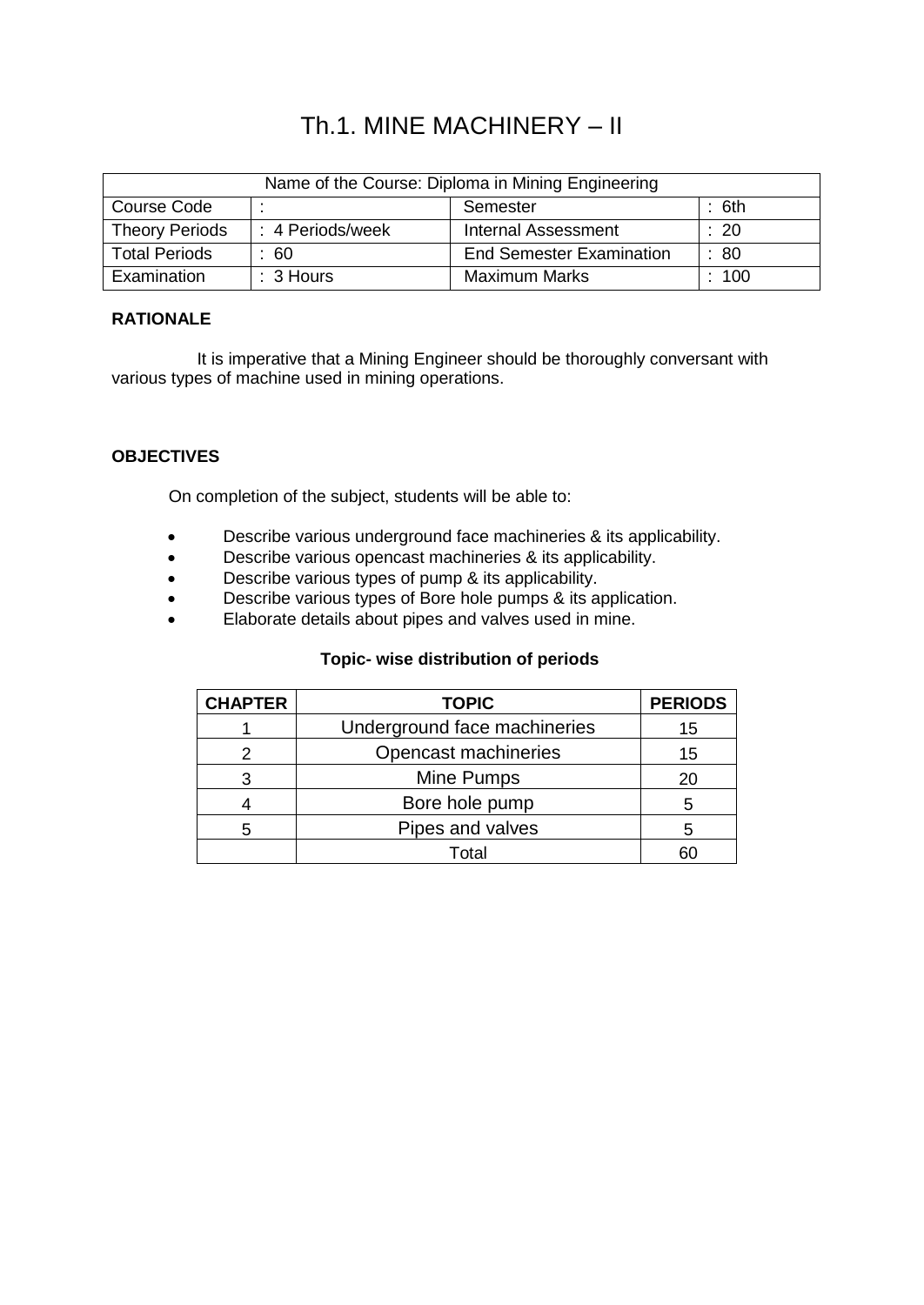# Th.1. MINE MACHINERY – II

| Name of the Course: Diploma in Mining Engineering | | | |
|---|---|---|---|
| Course Code | : | Semester | : 6th |
| Theory Periods | : 4 Periods/week | Internal Assessment | : 20 |
| Total Periods | : 60 | End Semester Examination | : 80 |
| Examination | : 3 Hours | Maximum Marks | : 100 |

**RATIONALE**

It is imperative that a Mining Engineer should be thoroughly conversant with various types of machine used in mining operations.

**OBJECTIVES**

On completion of the subject, students will be able to:

- Describe various underground face machineries & its applicability.
- Describe various opencast machineries & its applicability.
- Describe various types of pump & its applicability.
- Describe various types of Bore hole pumps & its application.
- Elaborate details about pipes and valves used in mine.

**Topic- wise distribution of periods**

| CHAPTER | TOPIC | PERIODS |
|---|---|---|
| 1 | Underground face machineries | 15 |
| 2 | Opencast machineries | 15 |
| 3 | Mine Pumps | 20 |
| 4 | Bore hole pump | 5 |
| 5 | Pipes and valves | 5 |
| | Total | 60 |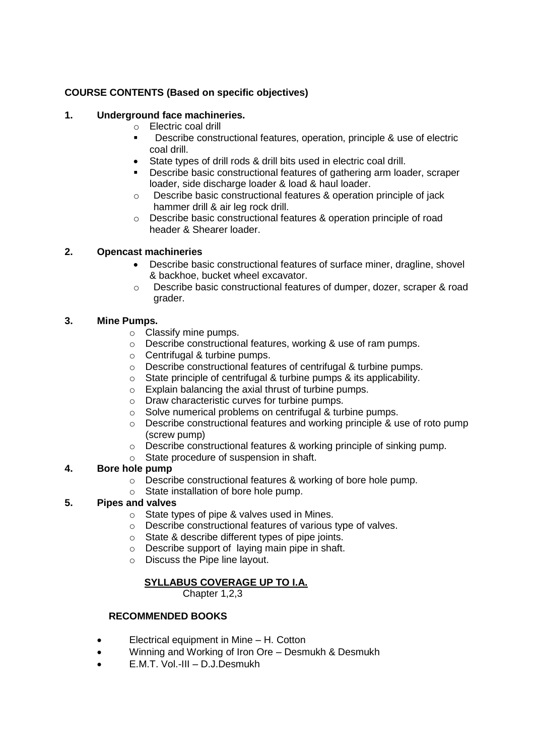**COURSE CONTENTS (Based on specific objectives)**

**1. Underground face machineries.**

- Electric coal drill
  - Describe constructional features, operation, principle & use of electric coal drill.
  - State types of drill rods & drill bits used in electric coal drill.
  - Describe basic constructional features of gathering arm loader, scraper loader, side discharge loader & load & haul loader.
- Describe basic constructional features & operation principle of jack hammer drill & air leg rock drill.
- Describe basic constructional features & operation principle of road header & Shearer loader.

**2. Opencast machineries**

- Describe basic constructional features of surface miner, dragline, shovel & backhoe, bucket wheel excavator.
- Describe basic constructional features of dumper, dozer, scraper & road grader.

**3. Mine Pumps.**

- Classify mine pumps.
- Describe constructional features, working & use of ram pumps.
- Centrifugal & turbine pumps.
- Describe constructional features of centrifugal & turbine pumps.
- State principle of centrifugal & turbine pumps & its applicability.
- Explain balancing the axial thrust of turbine pumps.
- Draw characteristic curves for turbine pumps.
- Solve numerical problems on centrifugal & turbine pumps.
- Describe constructional features and working principle & use of roto pump (screw pump)
- Describe constructional features & working principle of sinking pump.
- State procedure of suspension in shaft.

**4. Bore hole pump**

- Describe constructional features & working of bore hole pump.
- State installation of bore hole pump.

**5. Pipes and valves**

- State types of pipe & valves used in Mines.
- Describe constructional features of various type of valves.
- State & describe different types of pipe joints.
- Describe support of laying main pipe in shaft.
- Discuss the Pipe line layout.

**SYLLABUS COVERAGE UP TO I.A.**

Chapter 1,2,3

**RECOMMENDED BOOKS**

- Electrical equipment in Mine – H. Cotton
- Winning and Working of Iron Ore – Desmukh & Desmukh
- E.M.T. Vol.-III – D.J.Desmukh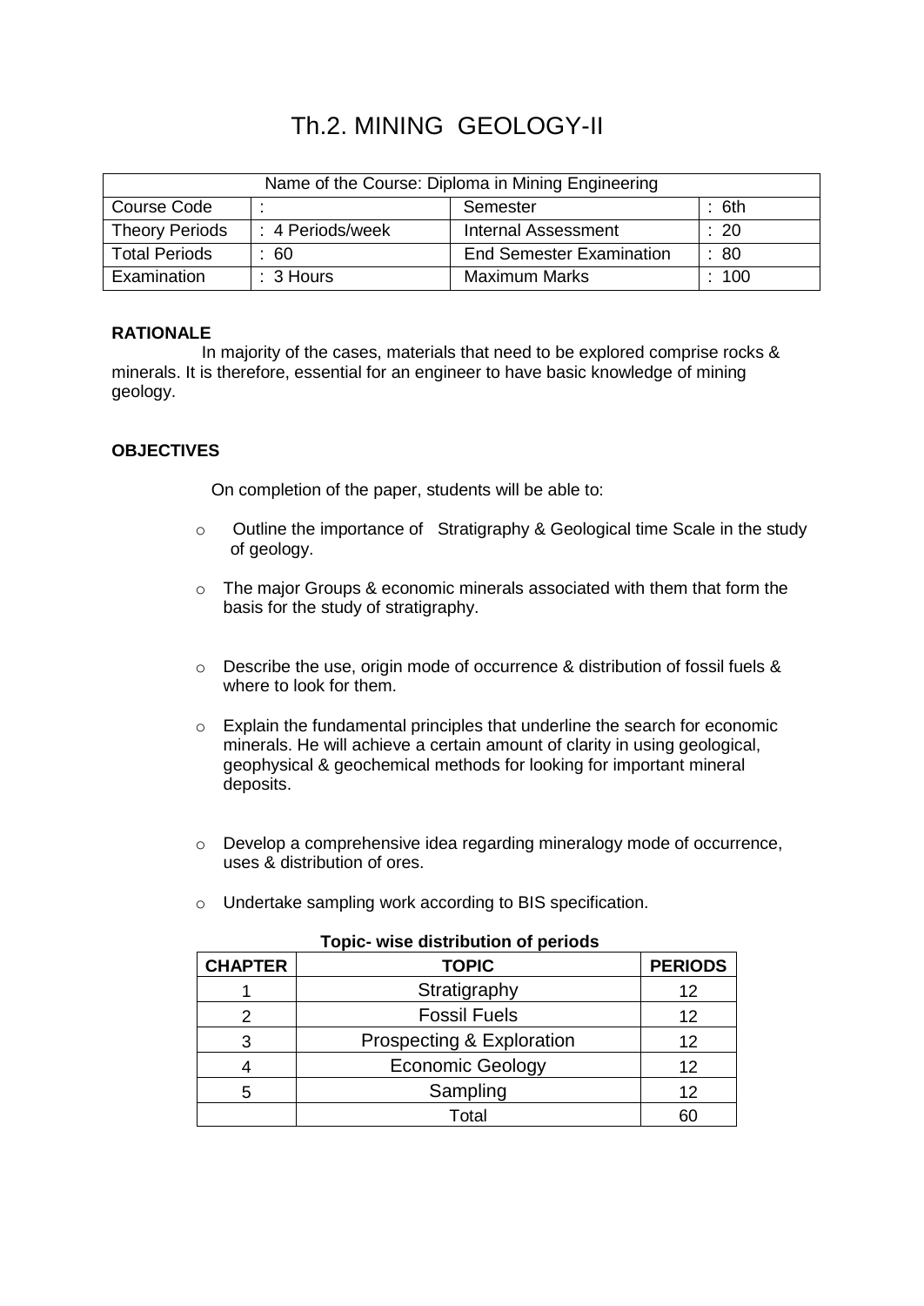# Th.2. MINING GEOLOGY-II

| Name of the Course: Diploma in Mining Engineering | | | |
|---|---|---|---|
| Course Code | : | Semester | : 6th |
| Theory Periods | : 4 Periods/week | Internal Assessment | : 20 |
| Total Periods | : 60 | End Semester Examination | : 80 |
| Examination | : 3 Hours | Maximum Marks | : 100 |

**RATIONALE**

In majority of the cases, materials that need to be explored comprise rocks & minerals. It is therefore, essential for an engineer to have basic knowledge of mining geology.

**OBJECTIVES**

On completion of the paper, students will be able to:

- Outline the importance of Stratigraphy & Geological time Scale in the study of geology.
- The major Groups & economic minerals associated with them that form the basis for the study of stratigraphy.
- Describe the use, origin mode of occurrence & distribution of fossil fuels & where to look for them.
- Explain the fundamental principles that underline the search for economic minerals. He will achieve a certain amount of clarity in using geological, geophysical & geochemical methods for looking for important mineral deposits.
- Develop a comprehensive idea regarding mineralogy mode of occurrence, uses & distribution of ores.
- Undertake sampling work according to BIS specification.

**Topic- wise distribution of periods**

| CHAPTER | TOPIC | PERIODS |
|---|---|---|
| 1 | Stratigraphy | 12 |
| 2 | Fossil Fuels | 12 |
| 3 | Prospecting & Exploration | 12 |
| 4 | Economic Geology | 12 |
| 5 | Sampling | 12 |
| | Total | 60 |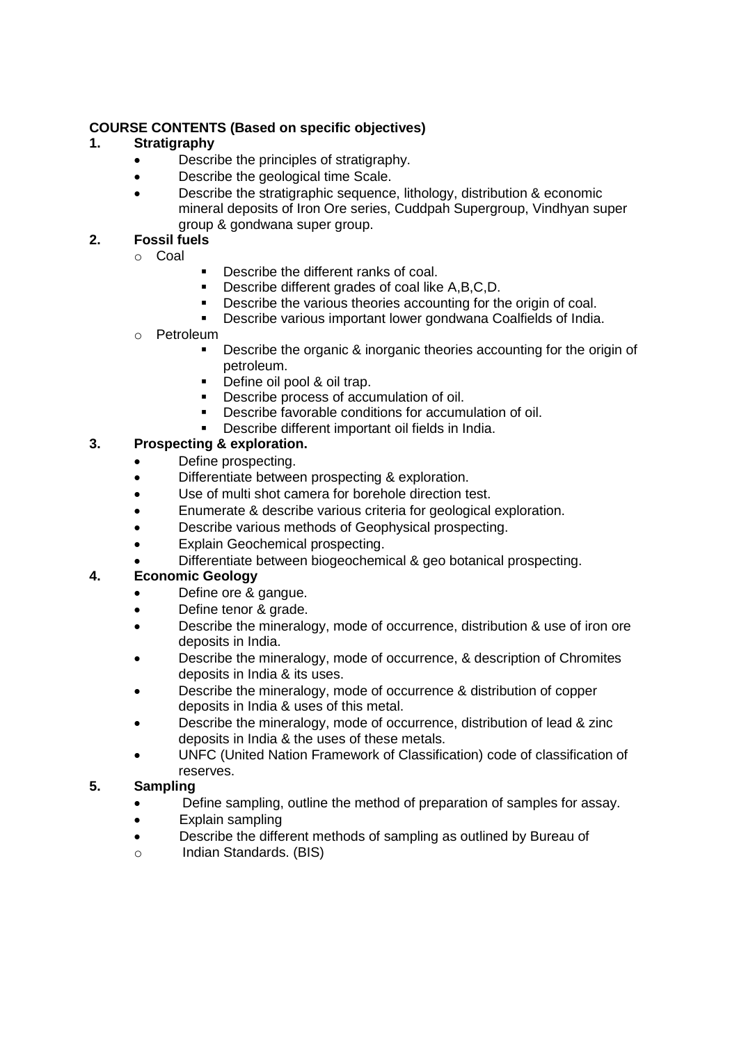**COURSE CONTENTS (Based on specific objectives)**

**1. Stratigraphy**

- Describe the principles of stratigraphy.
- Describe the geological time Scale.
- Describe the stratigraphic sequence, lithology, distribution & economic mineral deposits of Iron Ore series, Cuddpah Supergroup, Vindhyan super group & gondwana super group.

**2. Fossil fuels**

- Coal
  - Describe the different ranks of coal.
  - Describe different grades of coal like A,B,C,D.
  - Describe the various theories accounting for the origin of coal.
  - Describe various important lower gondwana Coalfields of India.
- Petroleum
  - Describe the organic & inorganic theories accounting for the origin of petroleum.
  - Define oil pool & oil trap.
  - Describe process of accumulation of oil.
  - Describe favorable conditions for accumulation of oil.
  - Describe different important oil fields in India.

**3. Prospecting & exploration.**

- Define prospecting.
- Differentiate between prospecting & exploration.
- Use of multi shot camera for borehole direction test.
- Enumerate & describe various criteria for geological exploration.
- Describe various methods of Geophysical prospecting.
- Explain Geochemical prospecting.
- Differentiate between biogeochemical & geo botanical prospecting.

**4. Economic Geology**

- Define ore & gangue.
- Define tenor & grade.
- Describe the mineralogy, mode of occurrence, distribution & use of iron ore deposits in India.
- Describe the mineralogy, mode of occurrence, & description of Chromites deposits in India & its uses.
- Describe the mineralogy, mode of occurrence & distribution of copper deposits in India & uses of this metal.
- Describe the mineralogy, mode of occurrence, distribution of lead & zinc deposits in India & the uses of these metals.
- UNFC (United Nation Framework of Classification) code of classification of reserves.

**5. Sampling**

- Define sampling, outline the method of preparation of samples for assay.
- Explain sampling
- Describe the different methods of sampling as outlined by Bureau of
  - Indian Standards. (BIS)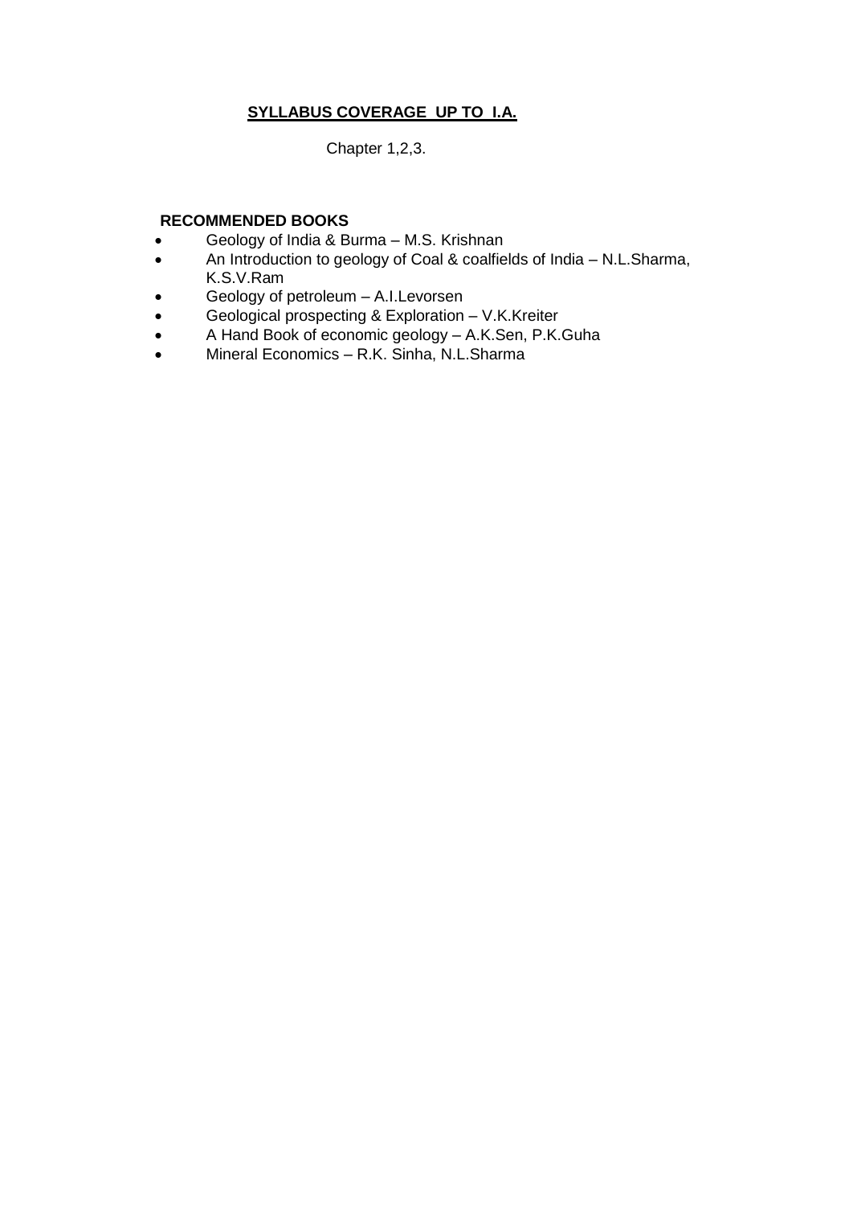## SYLLABUS COVERAGE UP TO I.A.

Chapter 1,2,3.

**RECOMMENDED BOOKS**

- Geology of India & Burma – M.S. Krishnan
- An Introduction to geology of Coal & coalfields of India – N.L.Sharma, K.S.V.Ram
- Geology of petroleum – A.I.Levorsen
- Geological prospecting & Exploration – V.K.Kreiter
- A Hand Book of economic geology – A.K.Sen, P.K.Guha
- Mineral Economics – R.K. Sinha, N.L.Sharma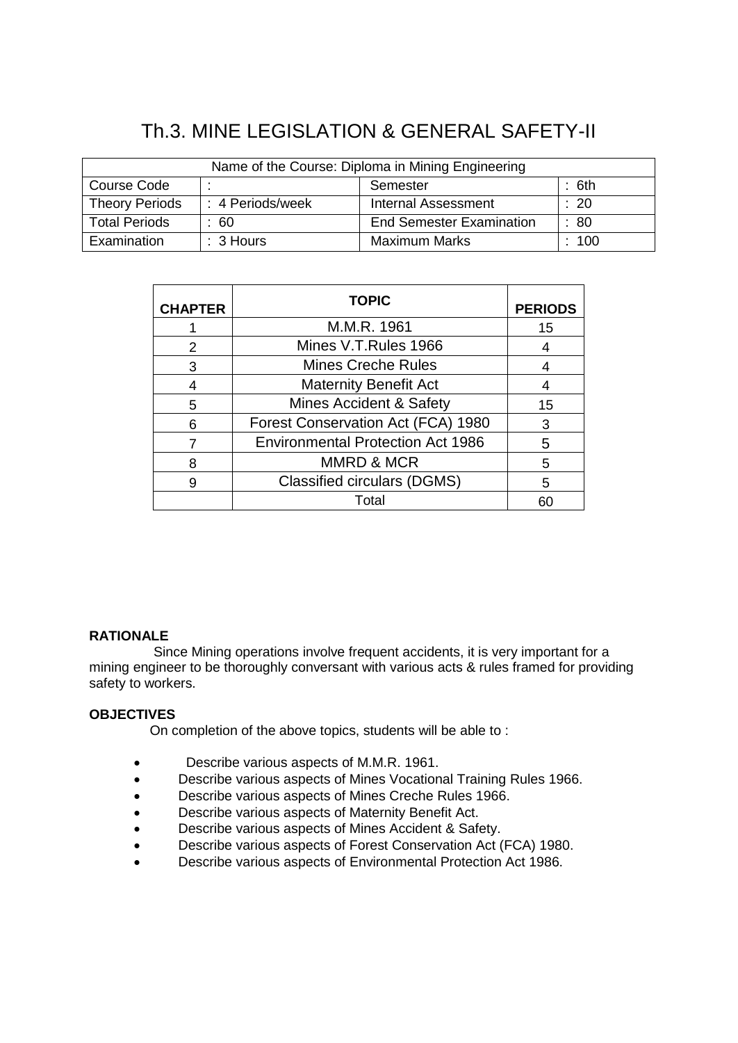# Th.3. MINE LEGISLATION & GENERAL SAFETY-II

| Name of the Course: Diploma in Mining Engineering | | | |
|---|---|---|---|
| Course Code | : | Semester | : 6th |
| Theory Periods | : 4 Periods/week | Internal Assessment | : 20 |
| Total Periods | : 60 | End Semester Examination | : 80 |
| Examination | : 3 Hours | Maximum Marks | : 100 |

| CHAPTER | TOPIC | PERIODS |
|---|---|---|
| 1 | M.M.R. 1961 | 15 |
| 2 | Mines V.T.Rules 1966 | 4 |
| 3 | Mines Creche Rules | 4 |
| 4 | Maternity Benefit Act | 4 |
| 5 | Mines Accident & Safety | 15 |
| 6 | Forest Conservation Act (FCA) 1980 | 3 |
| 7 | Environmental Protection Act 1986 | 5 |
| 8 | MMRD & MCR | 5 |
| 9 | Classified circulars (DGMS) | 5 |
| | Total | 60 |

**RATIONALE**

Since Mining operations involve frequent accidents, it is very important for a mining engineer to be thoroughly conversant with various acts & rules framed for providing safety to workers.

**OBJECTIVES**

On completion of the above topics, students will be able to :

- Describe various aspects of M.M.R. 1961.
- Describe various aspects of Mines Vocational Training Rules 1966.
- Describe various aspects of Mines Creche Rules 1966.
- Describe various aspects of Maternity Benefit Act.
- Describe various aspects of Mines Accident & Safety.
- Describe various aspects of Forest Conservation Act (FCA) 1980.
- Describe various aspects of Environmental Protection Act 1986.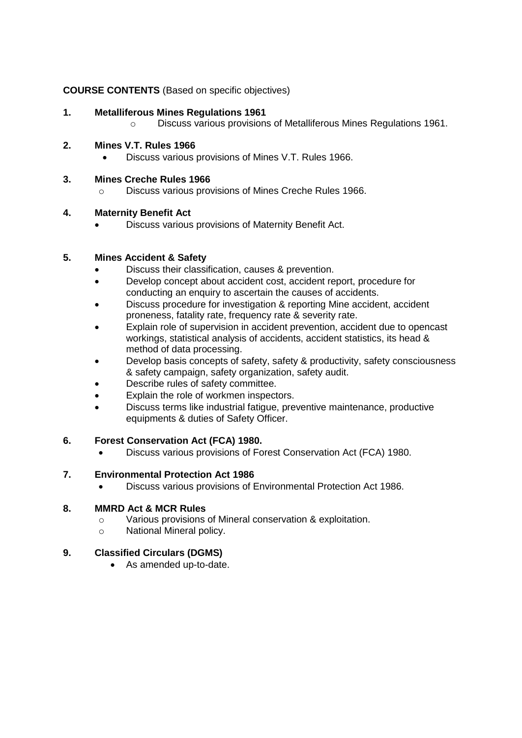**COURSE CONTENTS** (Based on specific objectives)

**1. Metalliferous Mines Regulations 1961**

- Discuss various provisions of Metalliferous Mines Regulations 1961.

**2. Mines V.T. Rules 1966**

- Discuss various provisions of Mines V.T. Rules 1966.

**3. Mines Creche Rules 1966**

- Discuss various provisions of Mines Creche Rules 1966.

**4. Maternity Benefit Act**

- Discuss various provisions of Maternity Benefit Act.

**5. Mines Accident & Safety**

- Discuss their classification, causes & prevention.
- Develop concept about accident cost, accident report, procedure for conducting an enquiry to ascertain the causes of accidents.
- Discuss procedure for investigation & reporting Mine accident, accident proneness, fatality rate, frequency rate & severity rate.
- Explain role of supervision in accident prevention, accident due to opencast workings, statistical analysis of accidents, accident statistics, its head & method of data processing.
- Develop basis concepts of safety, safety & productivity, safety consciousness & safety campaign, safety organization, safety audit.
- Describe rules of safety committee.
- Explain the role of workmen inspectors.
- Discuss terms like industrial fatigue, preventive maintenance, productive equipments & duties of Safety Officer.

**6. Forest Conservation Act (FCA) 1980.**

- Discuss various provisions of Forest Conservation Act (FCA) 1980.

**7. Environmental Protection Act 1986**

- Discuss various provisions of Environmental Protection Act 1986.

**8. MMRD Act & MCR Rules**

- Various provisions of Mineral conservation & exploitation.
- National Mineral policy.

**9. Classified Circulars (DGMS)**

- As amended up-to-date.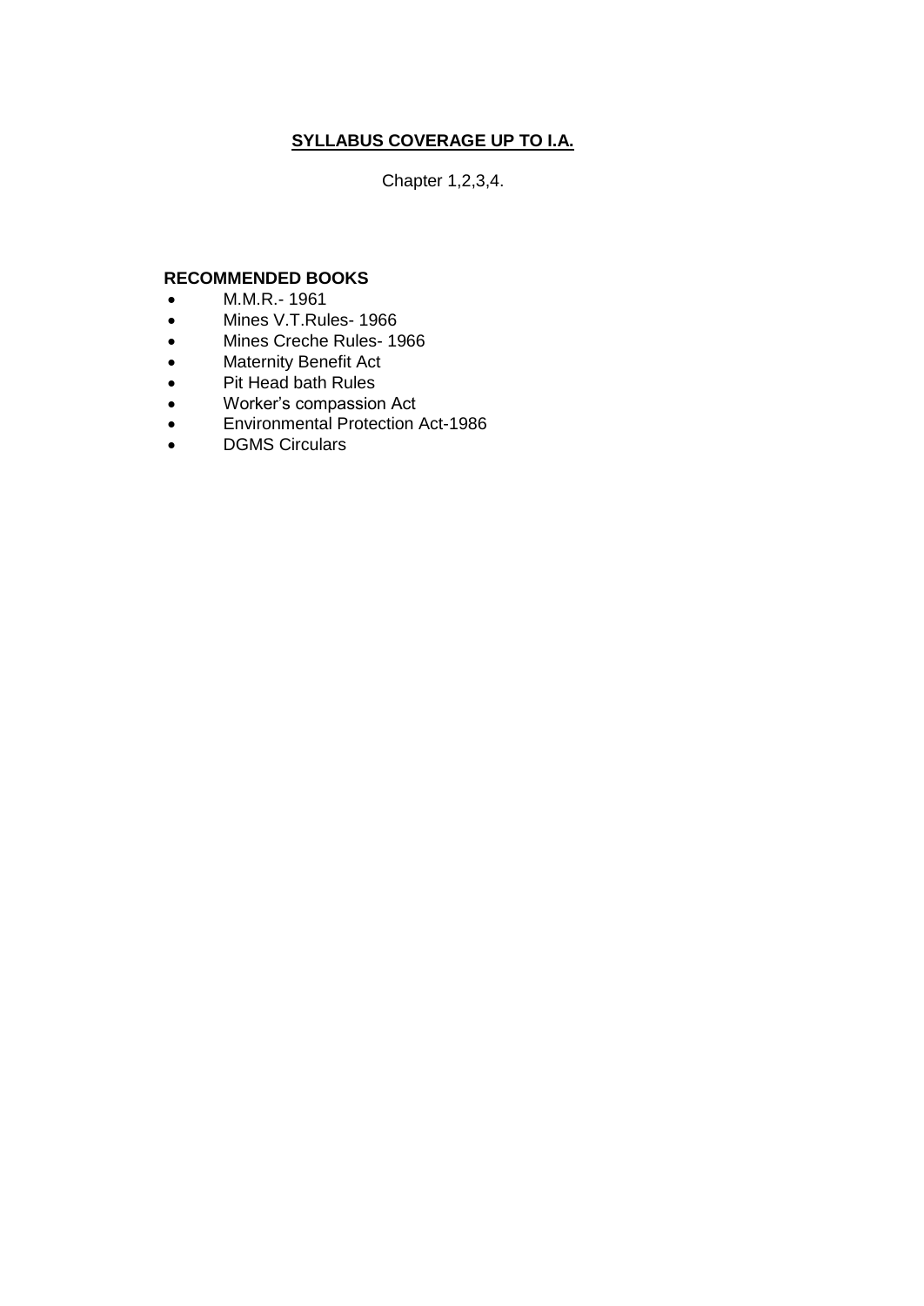## SYLLABUS COVERAGE UP TO I.A.

Chapter 1,2,3,4.

**RECOMMENDED BOOKS**

- M.M.R.- 1961
- Mines V.T.Rules- 1966
- Mines Creche Rules- 1966
- Maternity Benefit Act
- Pit Head bath Rules
- Worker's compassion Act
- Environmental Protection Act-1986
- DGMS Circulars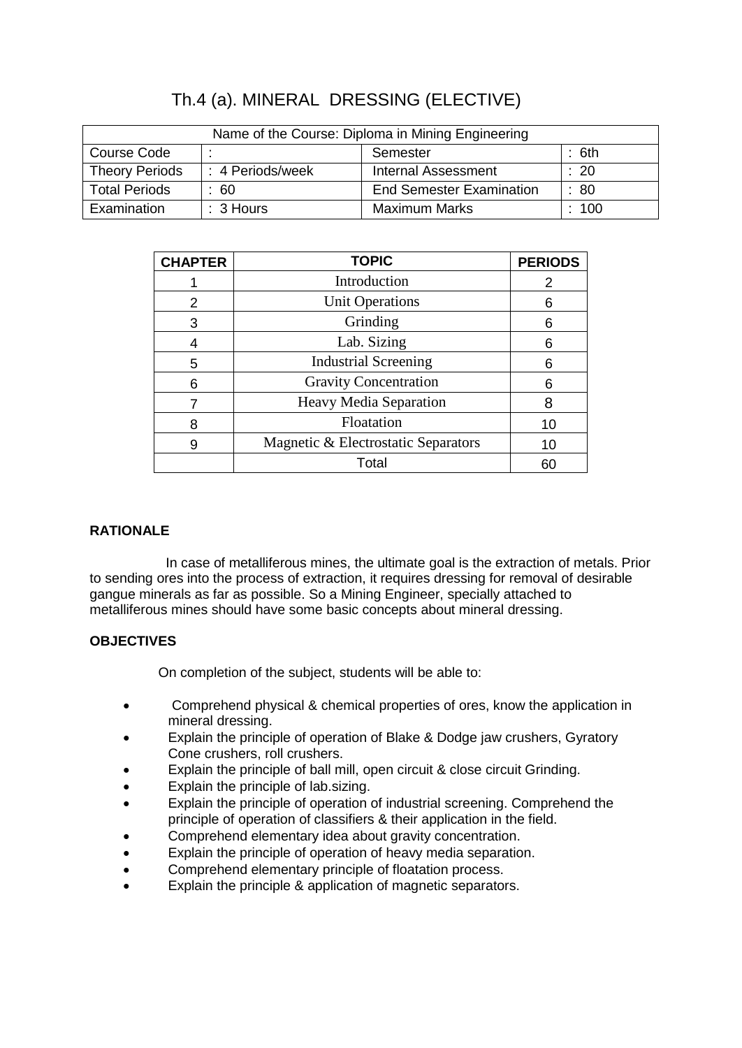# Th.4 (a). MINERAL DRESSING (ELECTIVE)

| Name of the Course: Diploma in Mining Engineering | | | |
|---|---|---|---|
| Course Code | : | Semester | : 6th |
| Theory Periods | : 4 Periods/week | Internal Assessment | : 20 |
| Total Periods | : 60 | End Semester Examination | : 80 |
| Examination | : 3 Hours | Maximum Marks | : 100 |

| CHAPTER | TOPIC | PERIODS |
|---|---|---|
| 1 | Introduction | 2 |
| 2 | Unit Operations | 6 |
| 3 | Grinding | 6 |
| 4 | Lab. Sizing | 6 |
| 5 | Industrial Screening | 6 |
| 6 | Gravity Concentration | 6 |
| 7 | Heavy Media Separation | 8 |
| 8 | Floatation | 10 |
| 9 | Magnetic & Electrostatic Separators | 10 |
| | Total | 60 |

**RATIONALE**

In case of metalliferous mines, the ultimate goal is the extraction of metals. Prior to sending ores into the process of extraction, it requires dressing for removal of desirable gangue minerals as far as possible. So a Mining Engineer, specially attached to metalliferous mines should have some basic concepts about mineral dressing.

**OBJECTIVES**

On completion of the subject, students will be able to:

- Comprehend physical & chemical properties of ores, know the application in mineral dressing.
- Explain the principle of operation of Blake & Dodge jaw crushers, Gyratory Cone crushers, roll crushers.
- Explain the principle of ball mill, open circuit & close circuit Grinding.
- Explain the principle of lab.sizing.
- Explain the principle of operation of industrial screening. Comprehend the principle of operation of classifiers & their application in the field.
- Comprehend elementary idea about gravity concentration.
- Explain the principle of operation of heavy media separation.
- Comprehend elementary principle of floatation process.
- Explain the principle & application of magnetic separators.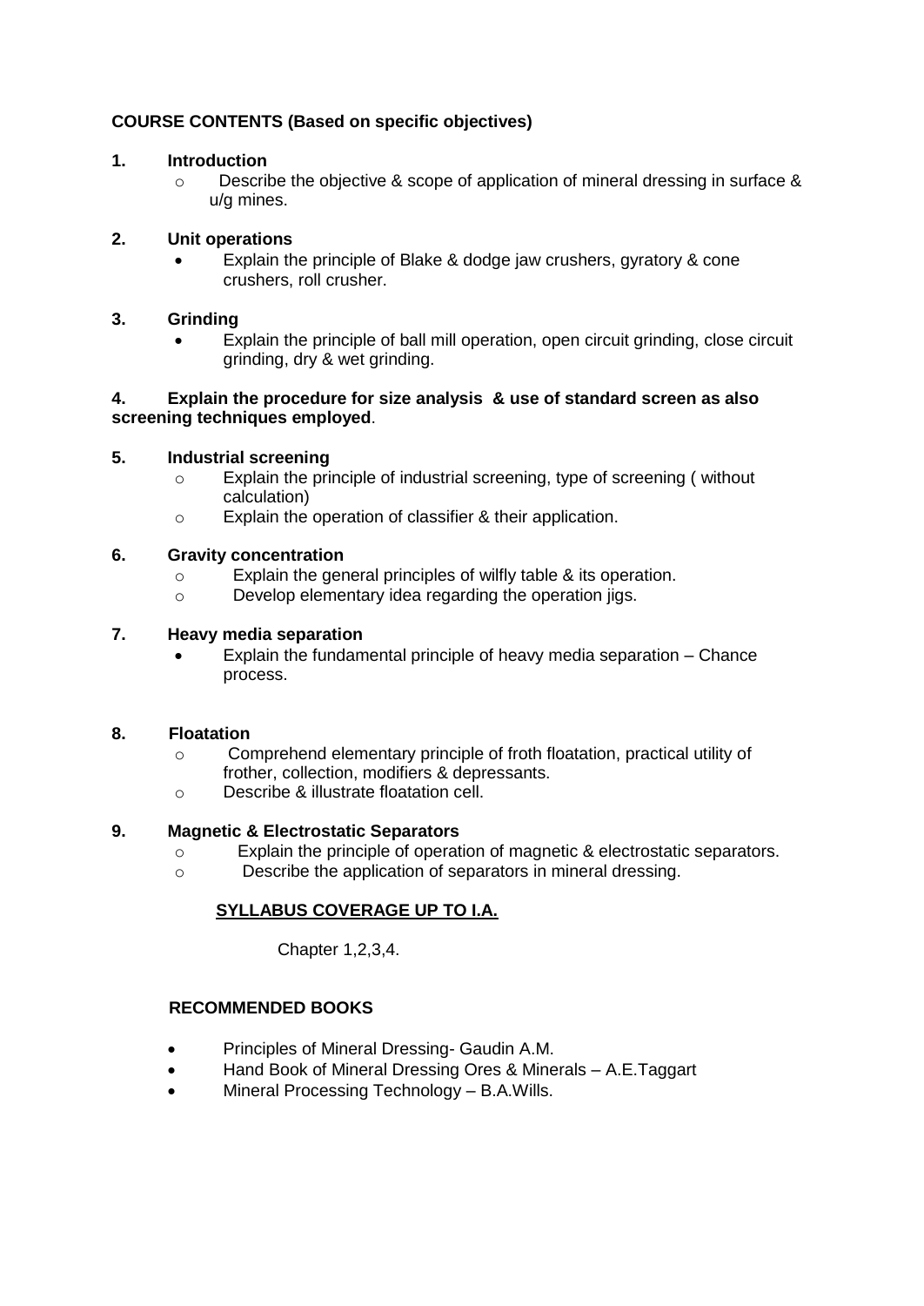**COURSE CONTENTS (Based on specific objectives)**

**1. Introduction**

- Describe the objective & scope of application of mineral dressing in surface & u/g mines.

**2. Unit operations**

- Explain the principle of Blake & dodge jaw crushers, gyratory & cone crushers, roll crusher.

**3. Grinding**

- Explain the principle of ball mill operation, open circuit grinding, close circuit grinding, dry & wet grinding.

**4. Explain the procedure for size analysis & use of standard screen as also screening techniques employed**.

**5. Industrial screening**

- Explain the principle of industrial screening, type of screening ( without calculation)
- Explain the operation of classifier & their application.

**6. Gravity concentration**

- Explain the general principles of wilfly table & its operation.
- Develop elementary idea regarding the operation jigs.

**7. Heavy media separation**

- Explain the fundamental principle of heavy media separation – Chance process.

**8. Floatation**

- Comprehend elementary principle of froth floatation, practical utility of frother, collection, modifiers & depressants.
- Describe & illustrate floatation cell.

**9. Magnetic & Electrostatic Separators**

- Explain the principle of operation of magnetic & electrostatic separators.
- Describe the application of separators in mineral dressing.

**SYLLABUS COVERAGE UP TO I.A.**

Chapter 1,2,3,4.

**RECOMMENDED BOOKS**

- Principles of Mineral Dressing- Gaudin A.M.
- Hand Book of Mineral Dressing Ores & Minerals – A.E.Taggart
- Mineral Processing Technology – B.A.Wills.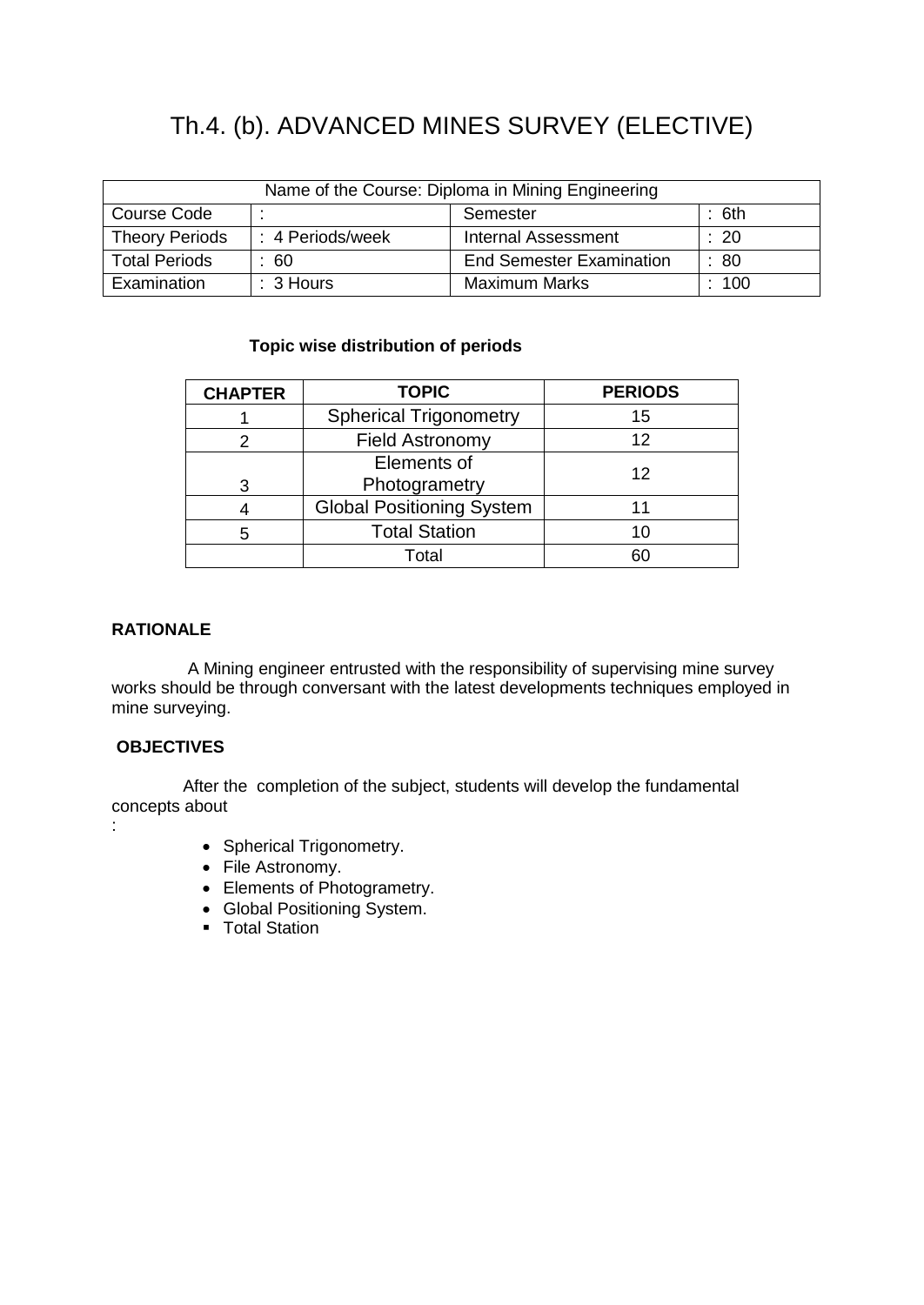# Th.4. (b). ADVANCED MINES SURVEY (ELECTIVE)

| Name of the Course: Diploma in Mining Engineering | | | |
|---|---|---|---|
| Course Code | : | Semester | : 6th |
| Theory Periods | : 4 Periods/week | Internal Assessment | : 20 |
| Total Periods | : 60 | End Semester Examination | : 80 |
| Examination | : 3 Hours | Maximum Marks | : 100 |

**Topic wise distribution of periods**

| CHAPTER | TOPIC | PERIODS |
|---|---|---|
| 1 | Spherical Trigonometry | 15 |
| 2 | Field Astronomy | 12 |
| 3 | Elements of Photogrametry | 12 |
| 4 | Global Positioning System | 11 |
| 5 | Total Station | 10 |
| | Total | 60 |

**RATIONALE**

A Mining engineer entrusted with the responsibility of supervising mine survey works should be through conversant with the latest developments techniques employed in mine surveying.

**OBJECTIVES**

After the completion of the subject, students will develop the fundamental concepts about
:

- Spherical Trigonometry.
- File Astronomy.
- Elements of Photogrametry.
- Global Positioning System.
- Total Station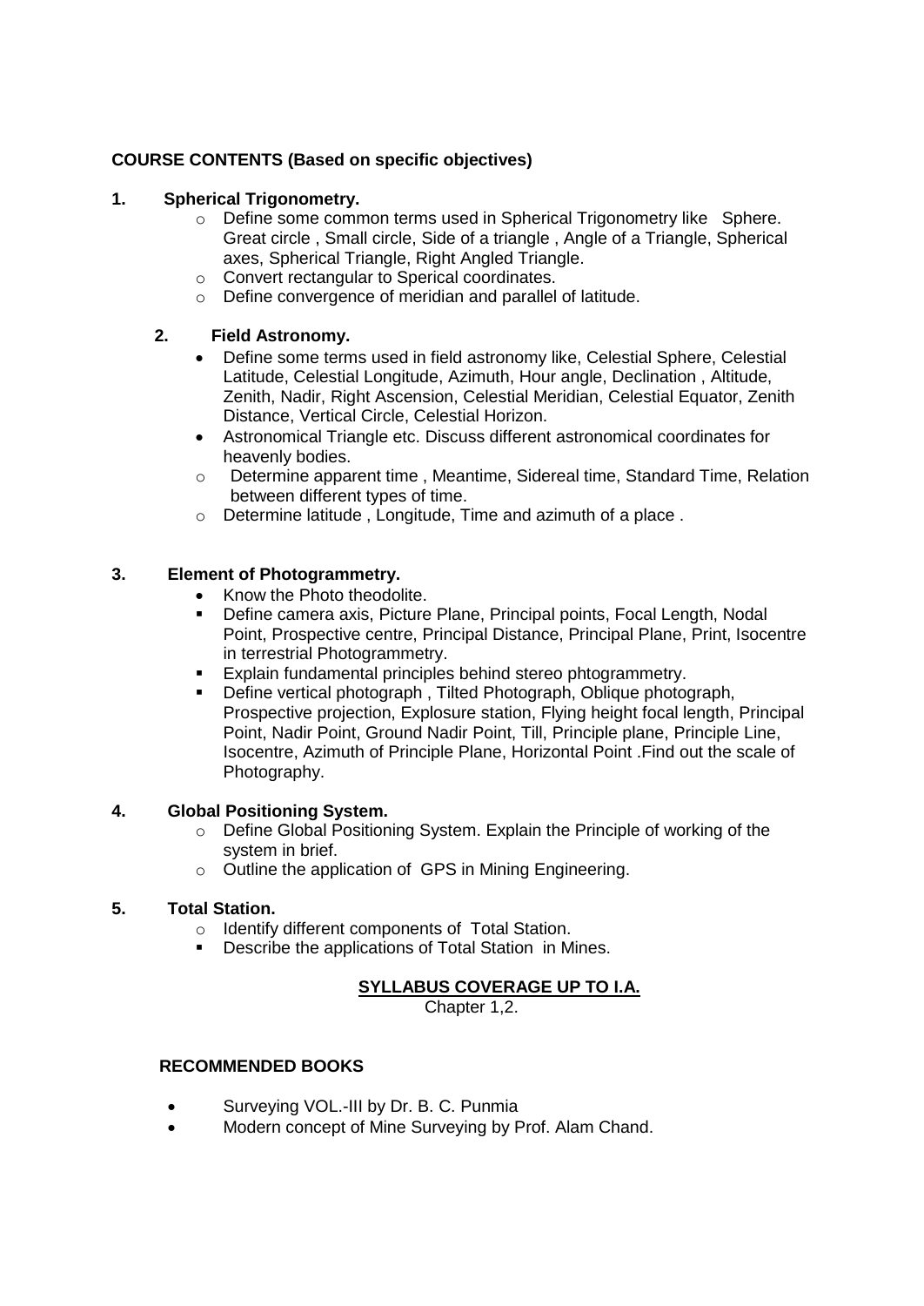**COURSE CONTENTS (Based on specific objectives)**

**1. Spherical Trigonometry.**

- Define some common terms used in Spherical Trigonometry like Sphere. Great circle , Small circle, Side of a triangle , Angle of a Triangle, Spherical axes, Spherical Triangle, Right Angled Triangle.
- Convert rectangular to Sperical coordinates.
- Define convergence of meridian and parallel of latitude.

**2. Field Astronomy.**

- Define some terms used in field astronomy like, Celestial Sphere, Celestial Latitude, Celestial Longitude, Azimuth, Hour angle, Declination , Altitude, Zenith, Nadir, Right Ascension, Celestial Meridian, Celestial Equator, Zenith Distance, Vertical Circle, Celestial Horizon.
- Astronomical Triangle etc. Discuss different astronomical coordinates for heavenly bodies.
   - Determine apparent time , Meantime, Sidereal time, Standard Time, Relation between different types of time.
   - Determine latitude , Longitude, Time and azimuth of a place .

**3. Element of Photogrammetry.**

- Know the Photo theodolite.
- Define camera axis, Picture Plane, Principal points, Focal Length, Nodal Point, Prospective centre, Principal Distance, Principal Plane, Print, Isocentre in terrestrial Photogrammetry.
- Explain fundamental principles behind stereo phtogrammetry.
- Define vertical photograph , Tilted Photograph, Oblique photograph, Prospective projection, Explosure station, Flying height focal length, Principal Point, Nadir Point, Ground Nadir Point, Till, Principle plane, Principle Line, Isocentre, Azimuth of Principle Plane, Horizontal Point .Find out the scale of Photography.

**4. Global Positioning System.**

- Define Global Positioning System. Explain the Principle of working of the system in brief.
- Outline the application of GPS in Mining Engineering.

**5. Total Station.**

- Identify different components of Total Station.
- Describe the applications of Total Station in Mines.

**SYLLABUS COVERAGE UP TO I.A.**

Chapter 1,2.

**RECOMMENDED BOOKS**

- Surveying VOL.-III by Dr. B. C. Punmia
- Modern concept of Mine Surveying by Prof. Alam Chand.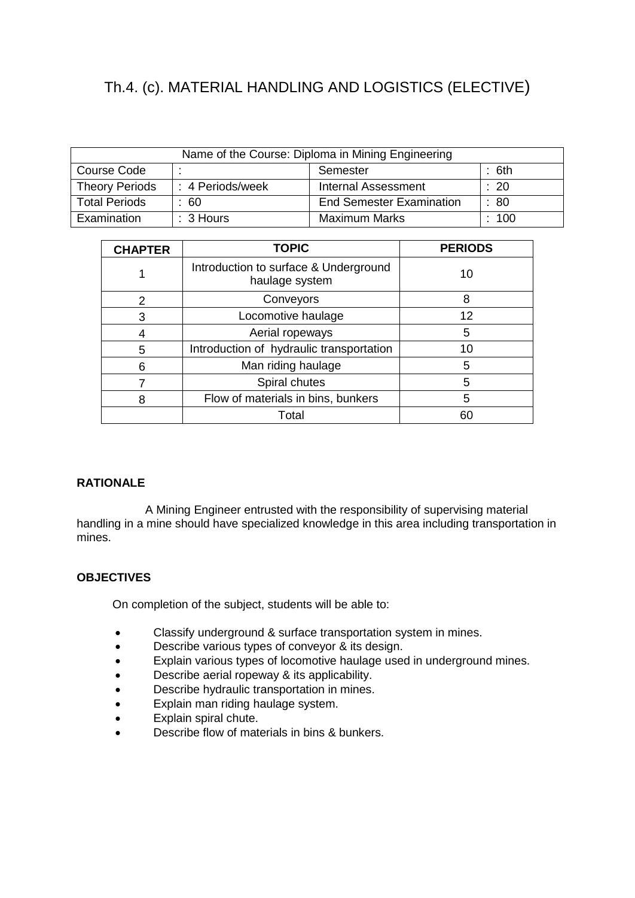# Th.4. (c). MATERIAL HANDLING AND LOGISTICS (ELECTIVE)

| Name of the Course: Diploma in Mining Engineering | | | |
|---|---|---|---|
| Course Code | : | Semester | : 6th |
| Theory Periods | : 4 Periods/week | Internal Assessment | : 20 |
| Total Periods | : 60 | End Semester Examination | : 80 |
| Examination | : 3 Hours | Maximum Marks | : 100 |

| CHAPTER | TOPIC | PERIODS |
|---|---|---|
| 1 | Introduction to surface & Underground haulage system | 10 |
| 2 | Conveyors | 8 |
| 3 | Locomotive haulage | 12 |
| 4 | Aerial ropeways | 5 |
| 5 | Introduction of hydraulic transportation | 10 |
| 6 | Man riding haulage | 5 |
| 7 | Spiral chutes | 5 |
| 8 | Flow of materials in bins, bunkers | 5 |
| | Total | 60 |

**RATIONALE**

A Mining Engineer entrusted with the responsibility of supervising material handling in a mine should have specialized knowledge in this area including transportation in mines.

**OBJECTIVES**

On completion of the subject, students will be able to:

- Classify underground & surface transportation system in mines.
- Describe various types of conveyor & its design.
- Explain various types of locomotive haulage used in underground mines.
- Describe aerial ropeway & its applicability.
- Describe hydraulic transportation in mines.
- Explain man riding haulage system.
- Explain spiral chute.
- Describe flow of materials in bins & bunkers.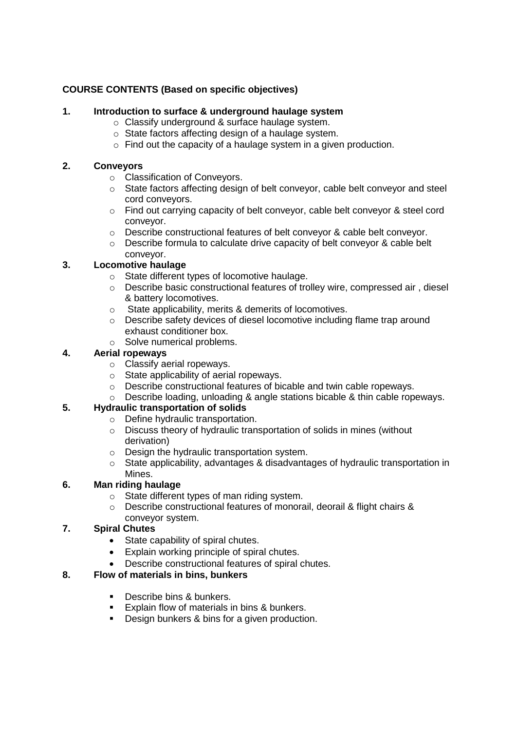**COURSE CONTENTS (Based on specific objectives)**

**1. Introduction to surface & underground haulage system**

- Classify underground & surface haulage system.
- State factors affecting design of a haulage system.
- Find out the capacity of a haulage system in a given production.

**2. Conveyors**

- Classification of Conveyors.
- State factors affecting design of belt conveyor, cable belt conveyor and steel cord conveyors.
- Find out carrying capacity of belt conveyor, cable belt conveyor & steel cord conveyor.
- Describe constructional features of belt conveyor & cable belt conveyor.
- Describe formula to calculate drive capacity of belt conveyor & cable belt conveyor.

**3. Locomotive haulage**

- State different types of locomotive haulage.
- Describe basic constructional features of trolley wire, compressed air , diesel & battery locomotives.
- State applicability, merits & demerits of locomotives.
- Describe safety devices of diesel locomotive including flame trap around exhaust conditioner box.
- Solve numerical problems.

**4. Aerial ropeways**

- Classify aerial ropeways.
- State applicability of aerial ropeways.
- Describe constructional features of bicable and twin cable ropeways.
- Describe loading, unloading & angle stations bicable & thin cable ropeways.

**5. Hydraulic transportation of solids**

- Define hydraulic transportation.
- Discuss theory of hydraulic transportation of solids in mines (without derivation)
- Design the hydraulic transportation system.
- State applicability, advantages & disadvantages of hydraulic transportation in Mines.

**6. Man riding haulage**

- State different types of man riding system.
- Describe constructional features of monorail, deorail & flight chairs & conveyor system.

**7. Spiral Chutes**

- State capability of spiral chutes.
- Explain working principle of spiral chutes.
- Describe constructional features of spiral chutes.

**8. Flow of materials in bins, bunkers**

- Describe bins & bunkers.
- Explain flow of materials in bins & bunkers.
- Design bunkers & bins for a given production.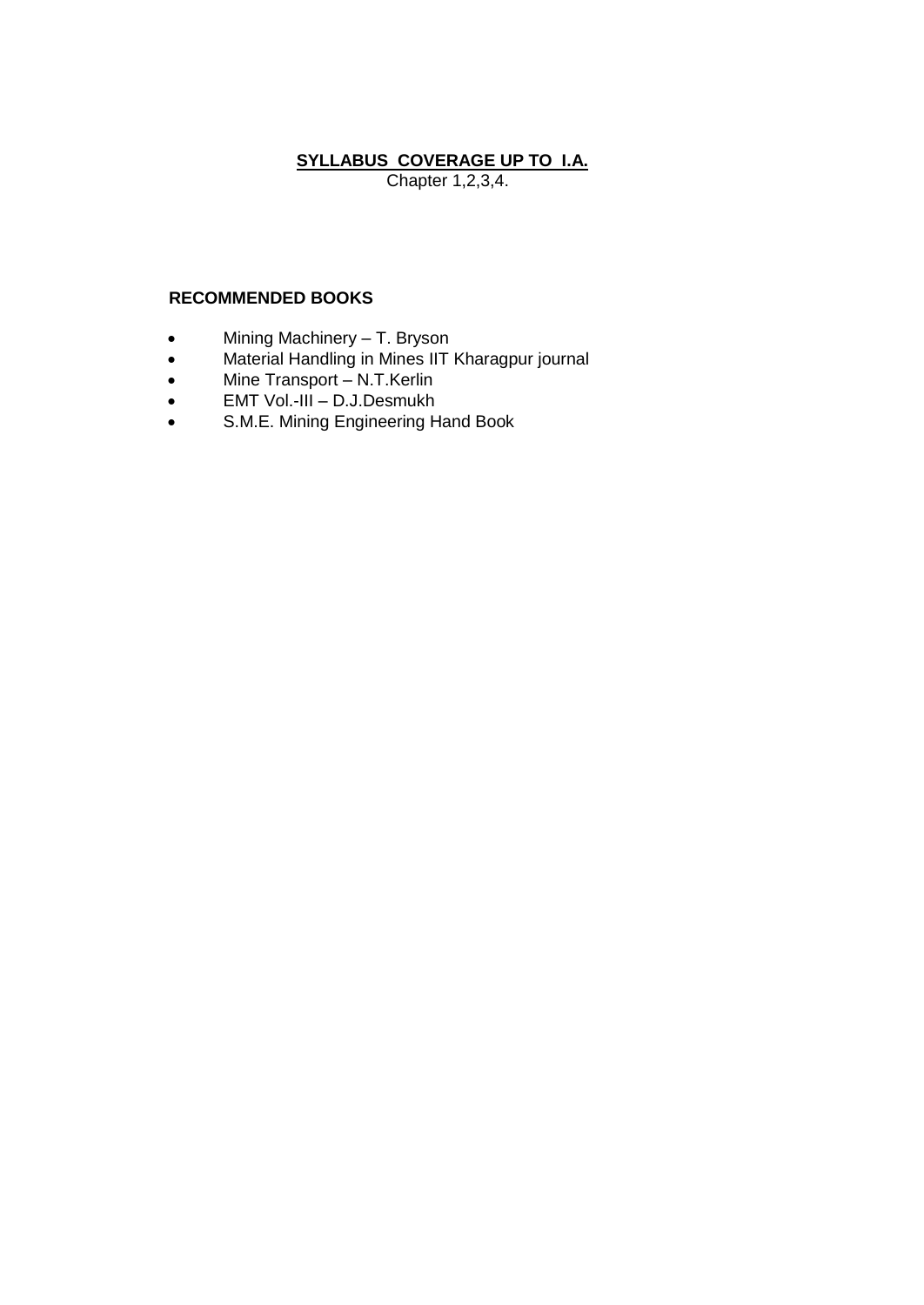**<u>SYLLABUS COVERAGE UP TO I.A.</u>**

Chapter 1,2,3,4.

**RECOMMENDED BOOKS**

- Mining Machinery – T. Bryson
- Material Handling in Mines IIT Kharagpur journal
- Mine Transport – N.T.Kerlin
- EMT Vol.-III – D.J.Desmukh
- S.M.E. Mining Engineering Hand Book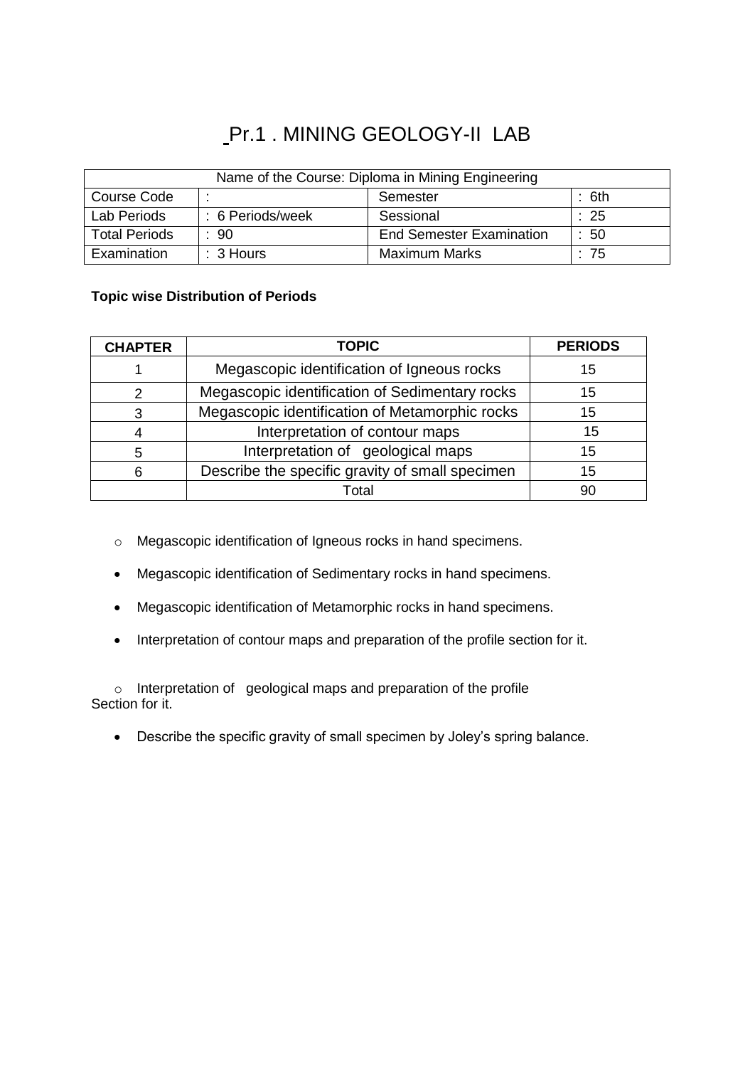# Pr.1 . MINING GEOLOGY-II LAB

| Name of the Course: Diploma in Mining Engineering | | | |
|---|---|---|---|
| Course Code | : | Semester | : 6th |
| Lab Periods | : 6 Periods/week | Sessional | : 25 |
| Total Periods | : 90 | End Semester Examination | : 50 |
| Examination | : 3 Hours | Maximum Marks | : 75 |

**Topic wise Distribution of Periods**

| CHAPTER | TOPIC | PERIODS |
|---|---|---|
| 1 | Megascopic identification of Igneous rocks | 15 |
| 2 | Megascopic identification of Sedimentary rocks | 15 |
| 3 | Megascopic identification of Metamorphic rocks | 15 |
| 4 | Interpretation of contour maps | 15 |
| 5 | Interpretation of geological maps | 15 |
| 6 | Describe the specific gravity of small specimen | 15 |
| | Total | 90 |

- Megascopic identification of Igneous rocks in hand specimens.
- Megascopic identification of Sedimentary rocks in hand specimens.
- Megascopic identification of Metamorphic rocks in hand specimens.
- Interpretation of contour maps and preparation of the profile section for it.
- Interpretation of geological maps and preparation of the profile Section for it.
- Describe the specific gravity of small specimen by Joley's spring balance.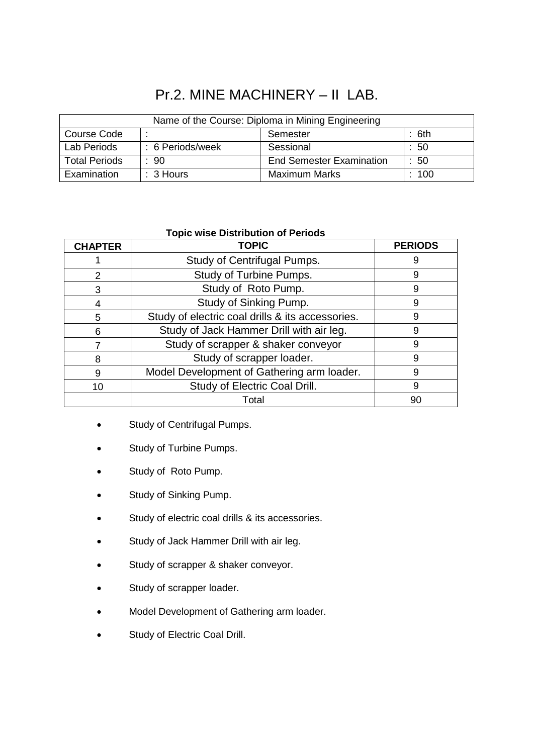# Pr.2. MINE MACHINERY – II LAB.

| Name of the Course: Diploma in Mining Engineering | | | |
|---|---|---|---|
| Course Code | : | Semester | : 6th |
| Lab Periods | : 6 Periods/week | Sessional | : 50 |
| Total Periods | : 90 | End Semester Examination | : 50 |
| Examination | : 3 Hours | Maximum Marks | : 100 |

**Topic wise Distribution of Periods**

| CHAPTER | TOPIC | PERIODS |
|---|---|---|
| 1 | Study of Centrifugal Pumps. | 9 |
| 2 | Study of Turbine Pumps. | 9 |
| 3 | Study of Roto Pump. | 9 |
| 4 | Study of Sinking Pump. | 9 |
| 5 | Study of electric coal drills & its accessories. | 9 |
| 6 | Study of Jack Hammer Drill with air leg. | 9 |
| 7 | Study of scrapper & shaker conveyor | 9 |
| 8 | Study of scrapper loader. | 9 |
| 9 | Model Development of Gathering arm loader. | 9 |
| 10 | Study of Electric Coal Drill. | 9 |
| | Total | 90 |

- Study of Centrifugal Pumps.
- Study of Turbine Pumps.
- Study of Roto Pump.
- Study of Sinking Pump.
- Study of electric coal drills & its accessories.
- Study of Jack Hammer Drill with air leg.
- Study of scrapper & shaker conveyor.
- Study of scrapper loader.
- Model Development of Gathering arm loader.
- Study of Electric Coal Drill.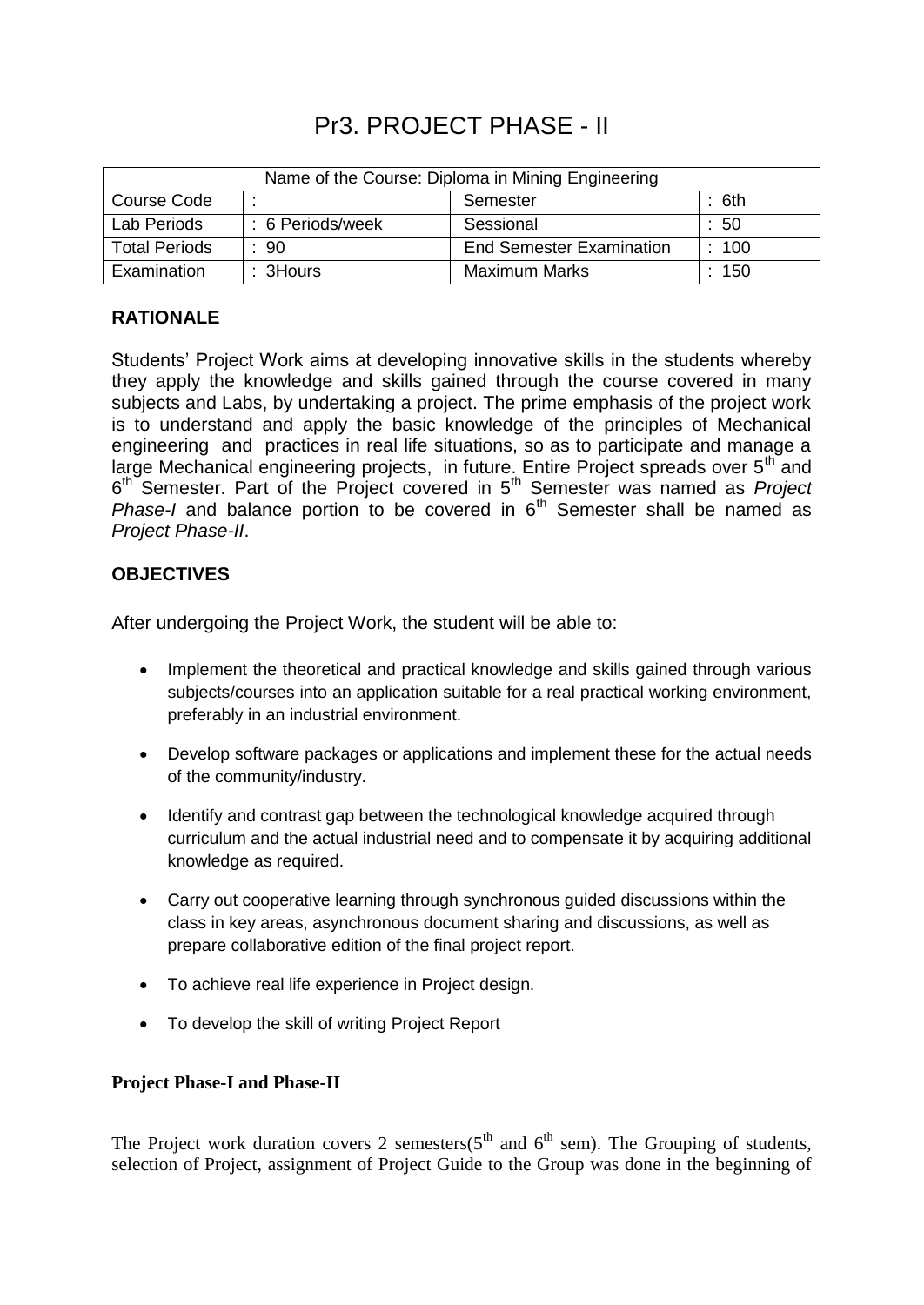# Pr3. PROJECT PHASE - II

| Name of the Course: Diploma in Mining Engineering | | | |
|---|---|---|---|
| Course Code | : | Semester | : 6th |
| Lab Periods | : 6 Periods/week | Sessional | : 50 |
| Total Periods | : 90 | End Semester Examination | : 100 |
| Examination | : 3Hours | Maximum Marks | : 150 |

## RATIONALE

Students' Project Work aims at developing innovative skills in the students whereby they apply the knowledge and skills gained through the course covered in many subjects and Labs, by undertaking a project. The prime emphasis of the project work is to understand and apply the basic knowledge of the principles of Mechanical engineering and practices in real life situations, so as to participate and manage a large Mechanical engineering projects, in future. Entire Project spreads over 5th and 6th Semester. Part of the Project covered in 5th Semester was named as *Project Phase-I* and balance portion to be covered in 6th Semester shall be named as *Project Phase-II*.

## OBJECTIVES

After undergoing the Project Work, the student will be able to:

- Implement the theoretical and practical knowledge and skills gained through various subjects/courses into an application suitable for a real practical working environment, preferably in an industrial environment.
- Develop software packages or applications and implement these for the actual needs of the community/industry.
- Identify and contrast gap between the technological knowledge acquired through curriculum and the actual industrial need and to compensate it by acquiring additional knowledge as required.
- Carry out cooperative learning through synchronous guided discussions within the class in key areas, asynchronous document sharing and discussions, as well as prepare collaborative edition of the final project report.
- To achieve real life experience in Project design.
- To develop the skill of writing Project Report

### Project Phase-I and Phase-II

The Project work duration covers 2 semesters(5th and 6th sem). The Grouping of students, selection of Project, assignment of Project Guide to the Group was done in the beginning of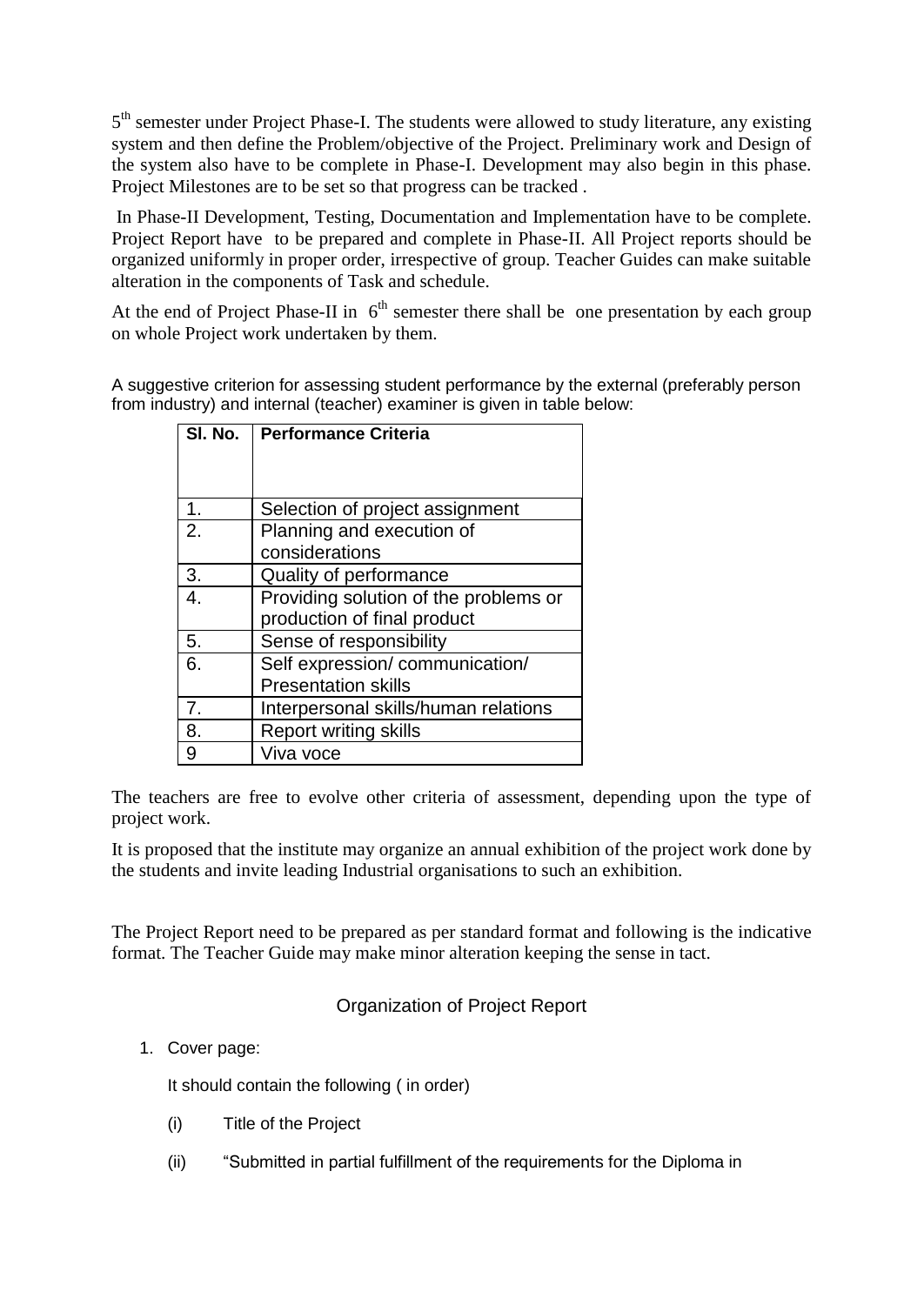5th semester under Project Phase-I. The students were allowed to study literature, any existing system and then define the Problem/objective of the Project. Preliminary work and Design of the system also have to be complete in Phase-I. Development may also begin in this phase. Project Milestones are to be set so that progress can be tracked .

In Phase-II Development, Testing, Documentation and Implementation have to be complete. Project Report have to be prepared and complete in Phase-II. All Project reports should be organized uniformly in proper order, irrespective of group. Teacher Guides can make suitable alteration in the components of Task and schedule.

At the end of Project Phase-II in 6th semester there shall be one presentation by each group on whole Project work undertaken by them.

A suggestive criterion for assessing student performance by the external (preferably person from industry) and internal (teacher) examiner is given in table below:

| Sl. No. | Performance Criteria |
|---|---|
| 1. | Selection of project assignment |
| 2. | Planning and execution of considerations |
| 3. | Quality of performance |
| 4. | Providing solution of the problems or production of final product |
| 5. | Sense of responsibility |
| 6. | Self expression/ communication/ Presentation skills |
| 7. | Interpersonal skills/human relations |
| 8. | Report writing skills |
| 9 | Viva voce |

The teachers are free to evolve other criteria of assessment, depending upon the type of project work.

It is proposed that the institute may organize an annual exhibition of the project work done by the students and invite leading Industrial organisations to such an exhibition.

The Project Report need to be prepared as per standard format and following is the indicative format. The Teacher Guide may make minor alteration keeping the sense in tact.

## Organization of Project Report

1. Cover page:

   It should contain the following ( in order)

   (i) Title of the Project

   (ii) "Submitted in partial fulfillment of the requirements for the Diploma in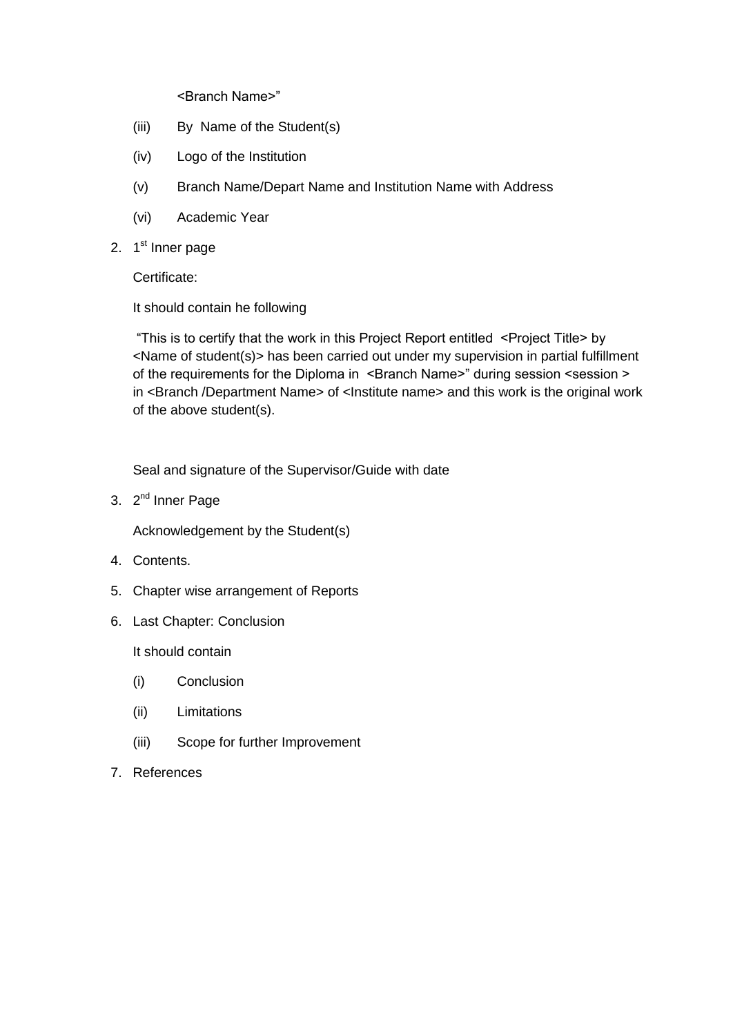<Branch Name>"

    (iii) By Name of the Student(s)

    (iv) Logo of the Institution

    (v) Branch Name/Depart Name and Institution Name with Address

    (vi) Academic Year

2. 1st Inner page

   Certificate:

   It should contain he following

   "This is to certify that the work in this Project Report entitled <Project Title> by <Name of student(s)> has been carried out under my supervision in partial fulfillment of the requirements for the Diploma in <Branch Name>" during session <session > in <Branch /Department Name> of <Institute name> and this work is the original work of the above student(s).

   Seal and signature of the Supervisor/Guide with date

3. 2nd Inner Page

   Acknowledgement by the Student(s)

4. Contents.

5. Chapter wise arrangement of Reports

6. Last Chapter: Conclusion

   It should contain

    (i) Conclusion

    (ii) Limitations

    (iii) Scope for further Improvement

7. References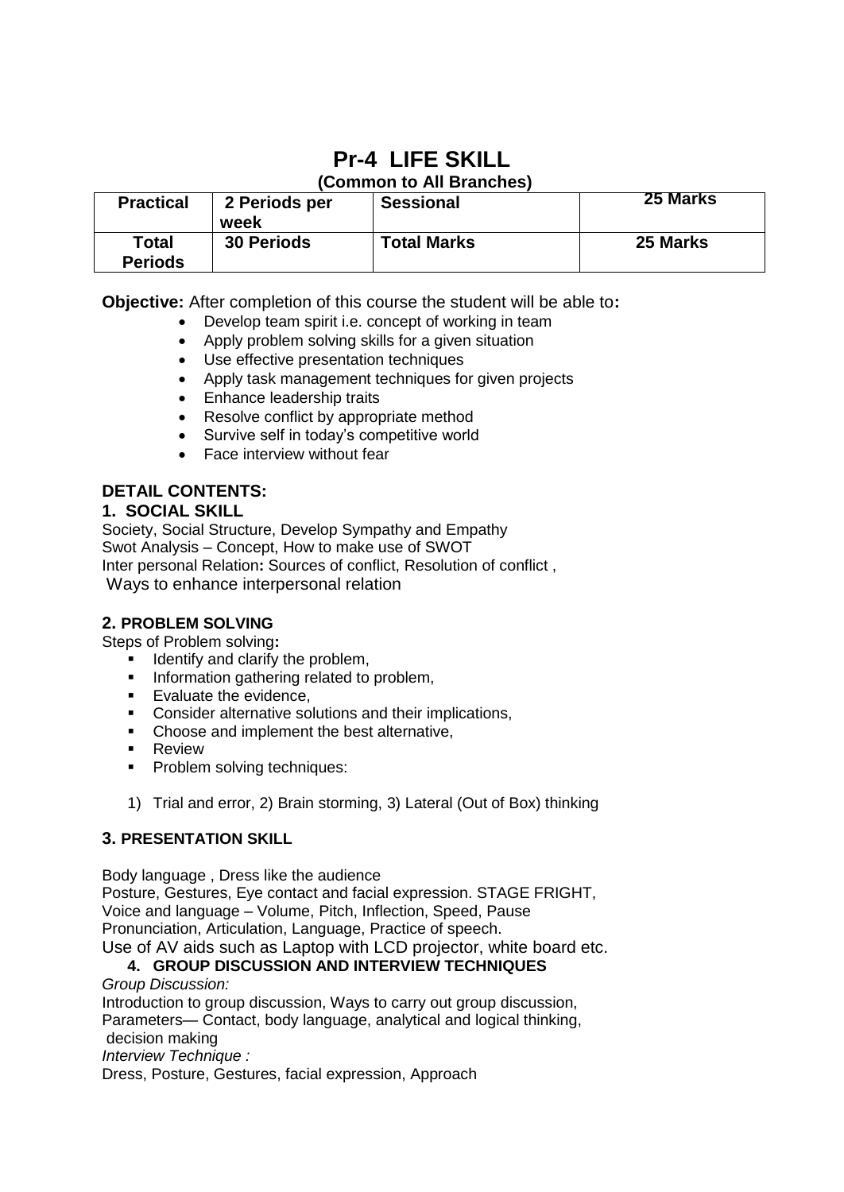# Pr-4 LIFE SKILL

**(Common to All Branches)**

| | | | |
|---|---|---|---|
| **Practical** | **2 Periods per week** | **Sessional** | **25 Marks** |
| **Total Periods** | **30 Periods** | **Total Marks** | **25 Marks** |

**Objective:** After completion of this course the student will be able to**:**

- Develop team spirit i.e. concept of working in team
- Apply problem solving skills for a given situation
- Use effective presentation techniques
- Apply task management techniques for given projects
- Enhance leadership traits
- Resolve conflict by appropriate method
- Survive self in today's competitive world
- Face interview without fear

## DETAIL CONTENTS:

### 1. SOCIAL SKILL

Society, Social Structure, Develop Sympathy and Empathy
Swot Analysis – Concept, How to make use of SWOT
Inter personal Relation**:** Sources of conflict, Resolution of conflict ,
Ways to enhance interpersonal relation

### 2. PROBLEM SOLVING

Steps of Problem solving**:**

- Identify and clarify the problem,
- Information gathering related to problem,
- Evaluate the evidence,
- Consider alternative solutions and their implications,
- Choose and implement the best alternative,
- Review
- Problem solving techniques:

1) Trial and error, 2) Brain storming, 3) Lateral (Out of Box) thinking

### 3. PRESENTATION SKILL

Body language , Dress like the audience
Posture, Gestures, Eye contact and facial expression. STAGE FRIGHT,
Voice and language – Volume, Pitch, Inflection, Speed, Pause
Pronunciation, Articulation, Language, Practice of speech.
Use of AV aids such as Laptop with LCD projector, white board etc.

### 4. GROUP DISCUSSION AND INTERVIEW TECHNIQUES

*Group Discussion:*

Introduction to group discussion, Ways to carry out group discussion,
Parameters— Contact, body language, analytical and logical thinking,
decision making

*Interview Technique :*

Dress, Posture, Gestures, facial expression, Approach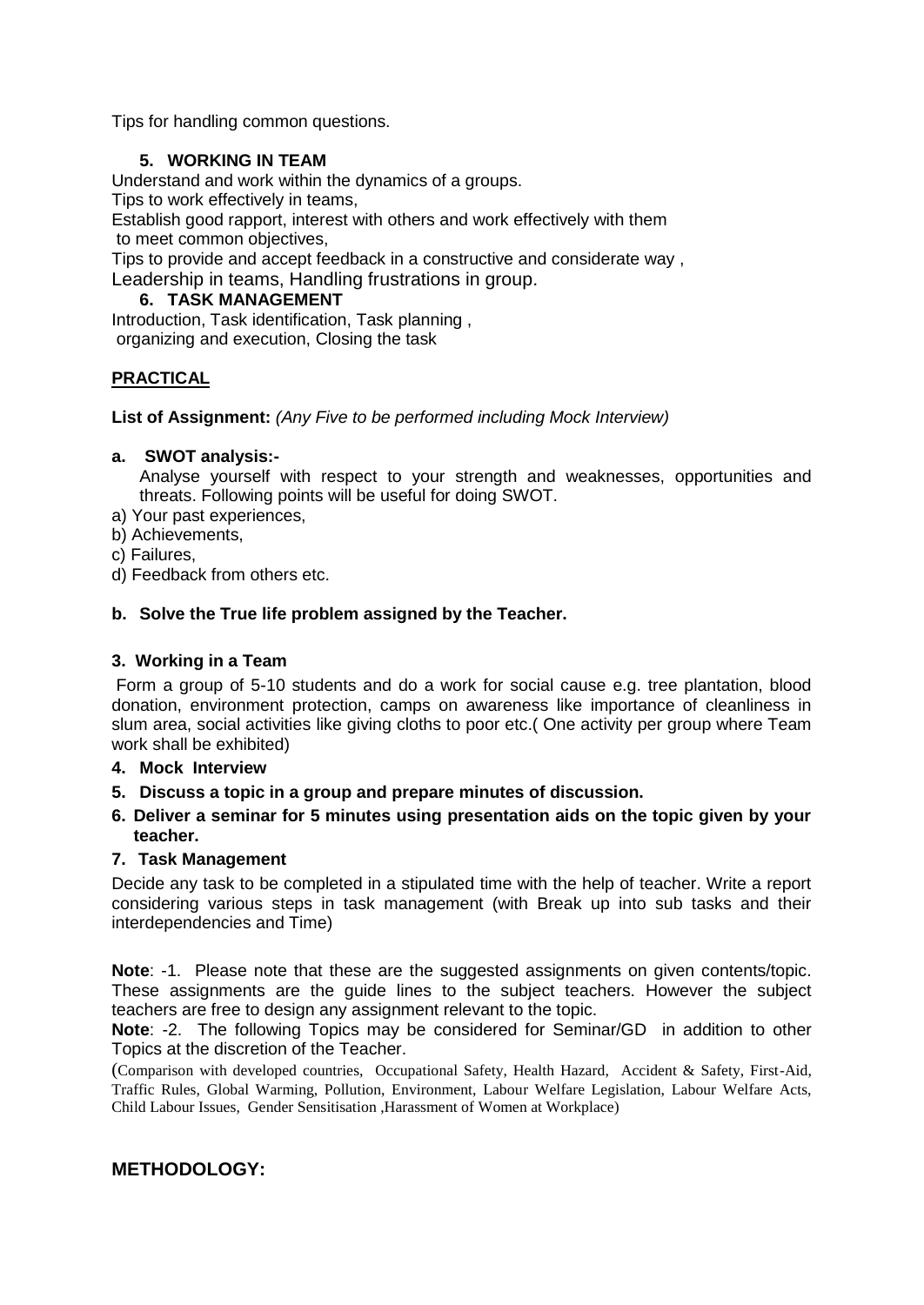Tips for handling common questions.

### 5. WORKING IN TEAM

Understand and work within the dynamics of a groups.
Tips to work effectively in teams,
Establish good rapport, interest with others and work effectively with them to meet common objectives,
Tips to provide and accept feedback in a constructive and considerate way ,
Leadership in teams, Handling frustrations in group.

### 6. TASK MANAGEMENT

Introduction, Task identification, Task planning , organizing and execution, Closing the task

## PRACTICAL

**List of Assignment:** *(Any Five to be performed including Mock Interview)*

**a. SWOT analysis:-**

Analyse yourself with respect to your strength and weaknesses, opportunities and threats. Following points will be useful for doing SWOT.

a) Your past experiences,
b) Achievements,
c) Failures,
d) Feedback from others etc.

**b. Solve the True life problem assigned by the Teacher.**

**3. Working in a Team**

Form a group of 5-10 students and do a work for social cause e.g. tree plantation, blood donation, environment protection, camps on awareness like importance of cleanliness in slum area, social activities like giving cloths to poor etc.( One activity per group where Team work shall be exhibited)

**4. Mock Interview**

**5. Discuss a topic in a group and prepare minutes of discussion.**

**6. Deliver a seminar for 5 minutes using presentation aids on the topic given by your teacher.**

**7. Task Management**

Decide any task to be completed in a stipulated time with the help of teacher. Write a report considering various steps in task management (with Break up into sub tasks and their interdependencies and Time)

**Note**: -1. Please note that these are the suggested assignments on given contents/topic. These assignments are the guide lines to the subject teachers. However the subject teachers are free to design any assignment relevant to the topic.

**Note**: -2. The following Topics may be considered for Seminar/GD in addition to other Topics at the discretion of the Teacher.

(Comparison with developed countries, Occupational Safety, Health Hazard, Accident & Safety, First-Aid, Traffic Rules, Global Warming, Pollution, Environment, Labour Welfare Legislation, Labour Welfare Acts, Child Labour Issues, Gender Sensitisation ,Harassment of Women at Workplace)

## METHODOLOGY: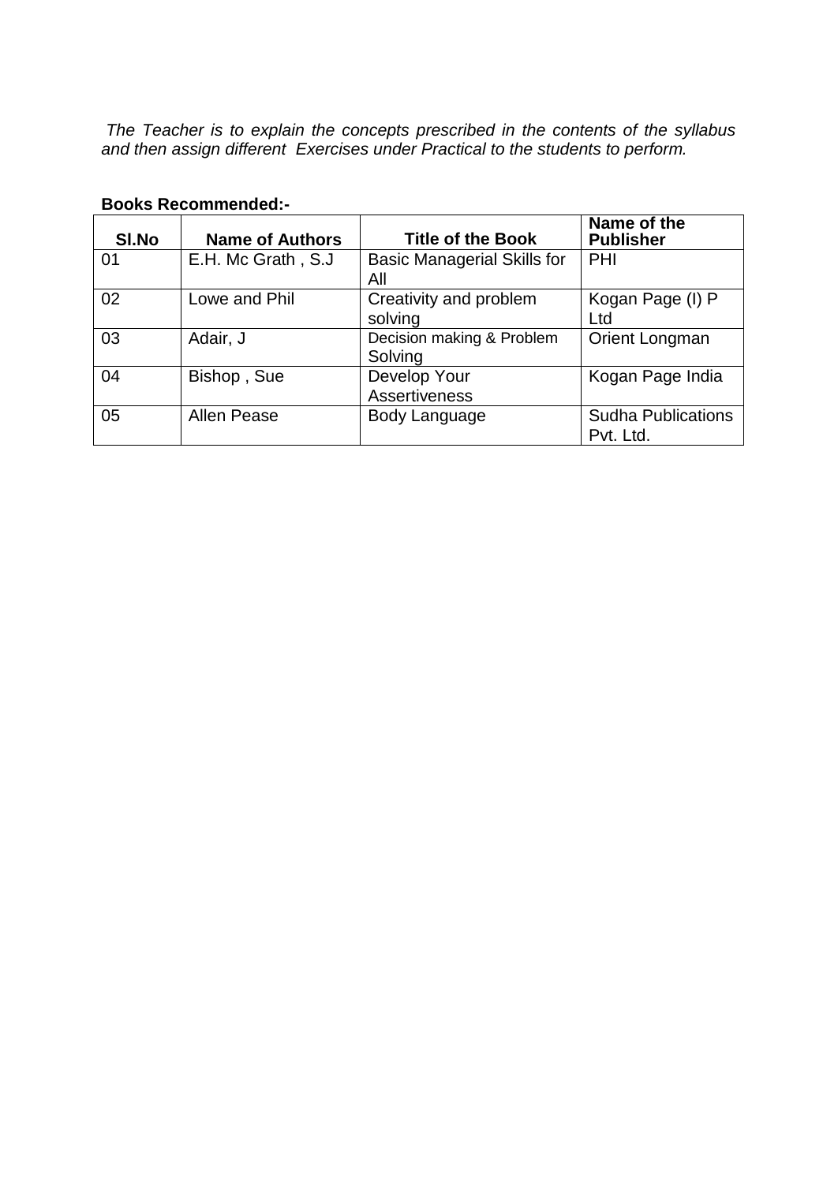*The Teacher is to explain the concepts prescribed in the contents of the syllabus and then assign different Exercises under Practical to the students to perform.*

**Books Recommended:-**

| Sl.No | Name of Authors | Title of the Book | Name of the Publisher |
|---|---|---|---|
| 01 | E.H. Mc Grath , S.J | Basic Managerial Skills for All | PHI |
| 02 | Lowe and Phil | Creativity and problem solving | Kogan Page (I) P Ltd |
| 03 | Adair, J | Decision making & Problem Solving | Orient Longman |
| 04 | Bishop , Sue | Develop Your Assertiveness | Kogan Page India |
| 05 | Allen Pease | Body Language | Sudha Publications Pvt. Ltd. |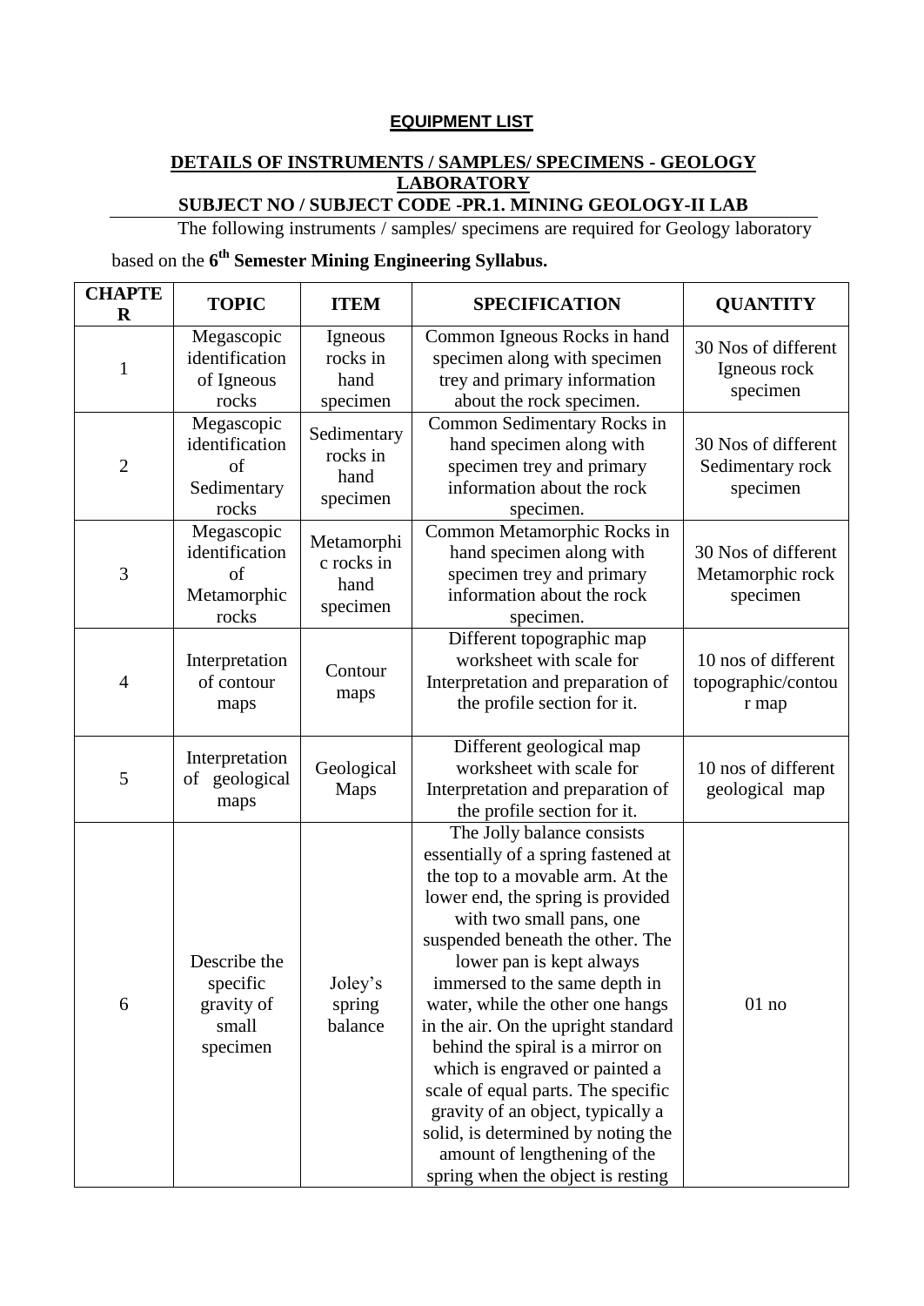## EQUIPMENT LIST

### DETAILS OF INSTRUMENTS / SAMPLES/ SPECIMENS - GEOLOGY LABORATORY

### SUBJECT NO / SUBJECT CODE -PR.1. MINING GEOLOGY-II LAB

The following instruments / samples/ specimens are required for Geology laboratory based on the **6th Semester Mining Engineering Syllabus.**

| CHAPTER | TOPIC | ITEM | SPECIFICATION | QUANTITY |
|---|---|---|---|---|
| 1 | Megascopic identification of Igneous rocks | Igneous rocks in hand specimen | Common Igneous Rocks in hand specimen along with specimen trey and primary information about the rock specimen. | 30 Nos of different Igneous rock specimen |
| 2 | Megascopic identification of Sedimentary rocks | Sedimentary rocks in hand specimen | Common Sedimentary Rocks in hand specimen along with specimen trey and primary information about the rock specimen. | 30 Nos of different Sedimentary rock specimen |
| 3 | Megascopic identification of Metamorphic rocks | Metamorphic rocks in hand specimen | Common Metamorphic Rocks in hand specimen along with specimen trey and primary information about the rock specimen. | 30 Nos of different Metamorphic rock specimen |
| 4 | Interpretation of contour maps | Contour maps | Different topographic map worksheet with scale for Interpretation and preparation of the profile section for it. | 10 nos of different topographic/contour map |
| 5 | Interpretation of geological maps | Geological Maps | Different geological map worksheet with scale for Interpretation and preparation of the profile section for it. | 10 nos of different geological map |
| 6 | Describe the specific gravity of small specimen | Joley's spring balance | The Jolly balance consists essentially of a spring fastened at the top to a movable arm. At the lower end, the spring is provided with two small pans, one suspended beneath the other. The lower pan is kept always immersed to the same depth in water, while the other one hangs in the air. On the upright standard behind the spiral is a mirror on which is engraved or painted a scale of equal parts. The specific gravity of an object, typically a solid, is determined by noting the amount of lengthening of the spring when the object is resting | 01 no |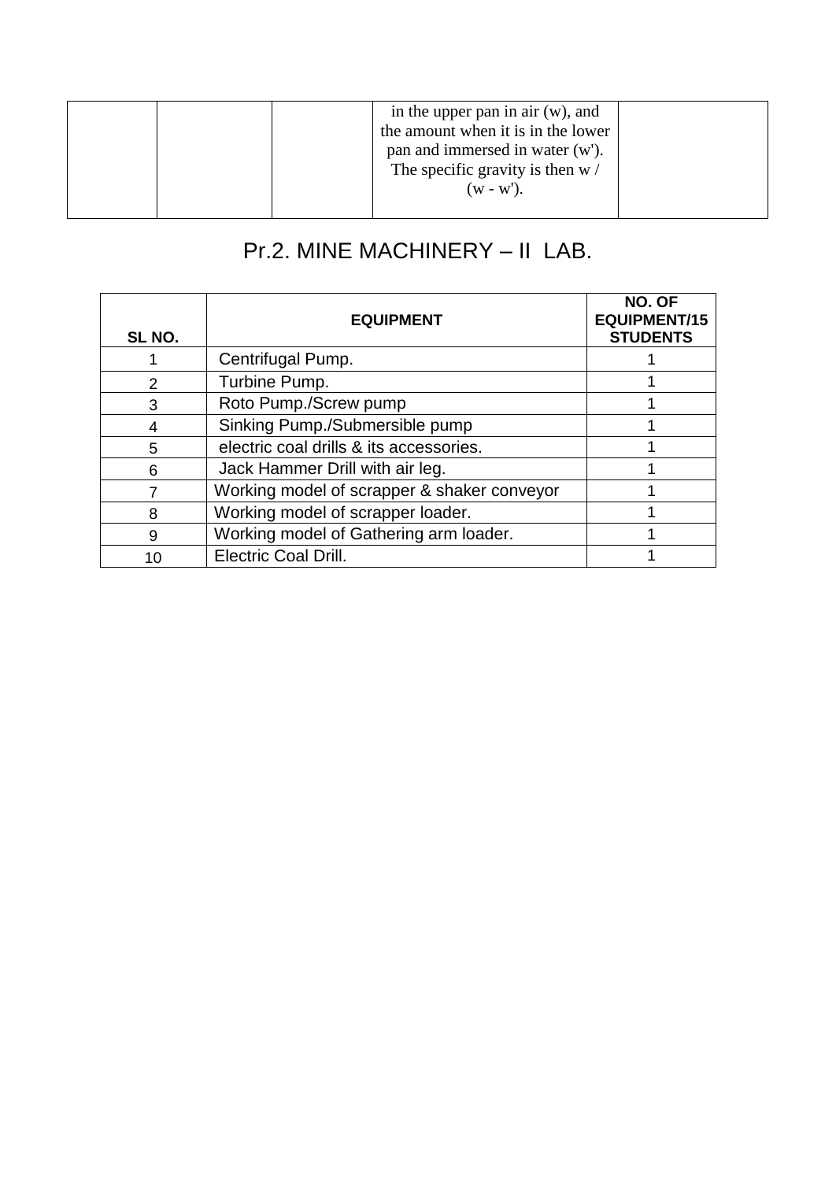| | | | | |
|---|---|---|---|---|
| | | | in the upper pan in air (w), and the amount when it is in the lower pan and immersed in water (w'). The specific gravity is then w / (w - w'). | |

## Pr.2. MINE MACHINERY – II LAB.

| SL NO. | EQUIPMENT | NO. OF EQUIPMENT/15 STUDENTS |
|---|---|---|
| 1 | Centrifugal Pump. | 1 |
| 2 | Turbine Pump. | 1 |
| 3 | Roto Pump./Screw pump | 1 |
| 4 | Sinking Pump./Submersible pump | 1 |
| 5 | electric coal drills & its accessories. | 1 |
| 6 | Jack Hammer Drill with air leg. | 1 |
| 7 | Working model of scrapper & shaker conveyor | 1 |
| 8 | Working model of scrapper loader. | 1 |
| 9 | Working model of Gathering arm loader. | 1 |
| 10 | Electric Coal Drill. | 1 |